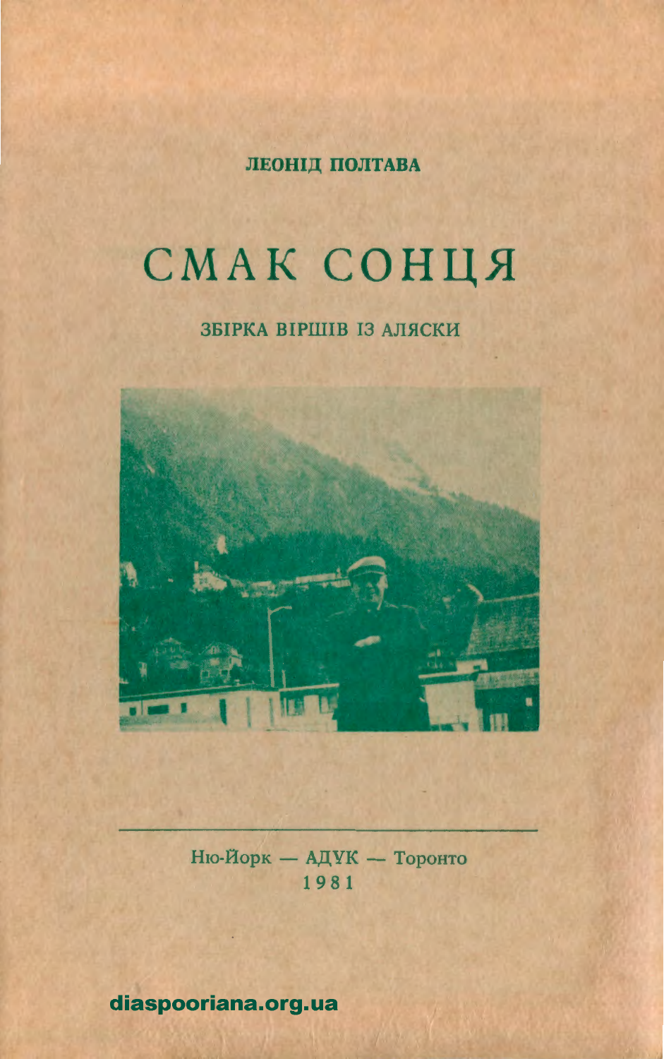ЛЕОНІД ПОЛТАВА

# СМАК СОНЦЯ

ЗБІРКА ВІРШІВ ІЗ АЛЯСКИ

Ню-Йорк — АДУК — Торонто
1981

diaspooriana.org.ua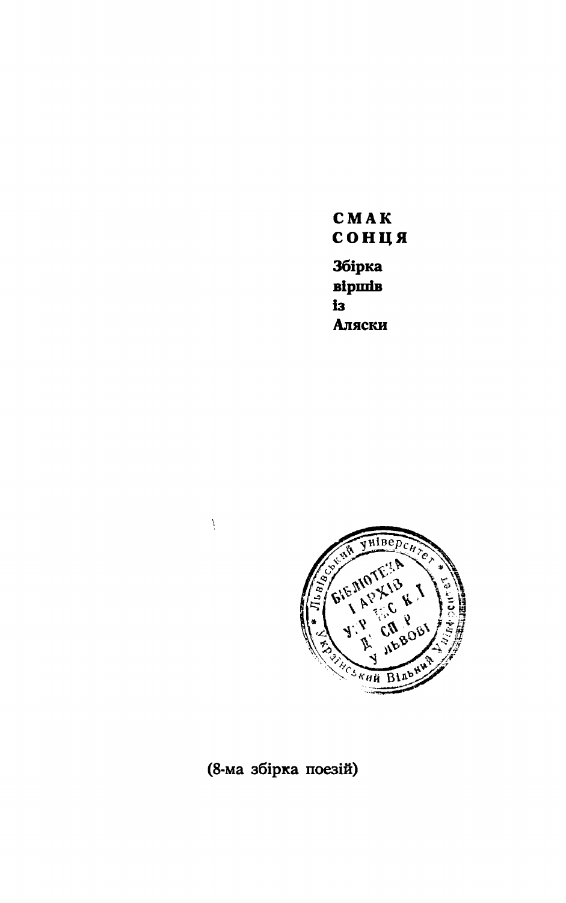# СМАК СОНЦЯ

**Збірка віршів із Аляски**

(8-ма збірка поезій)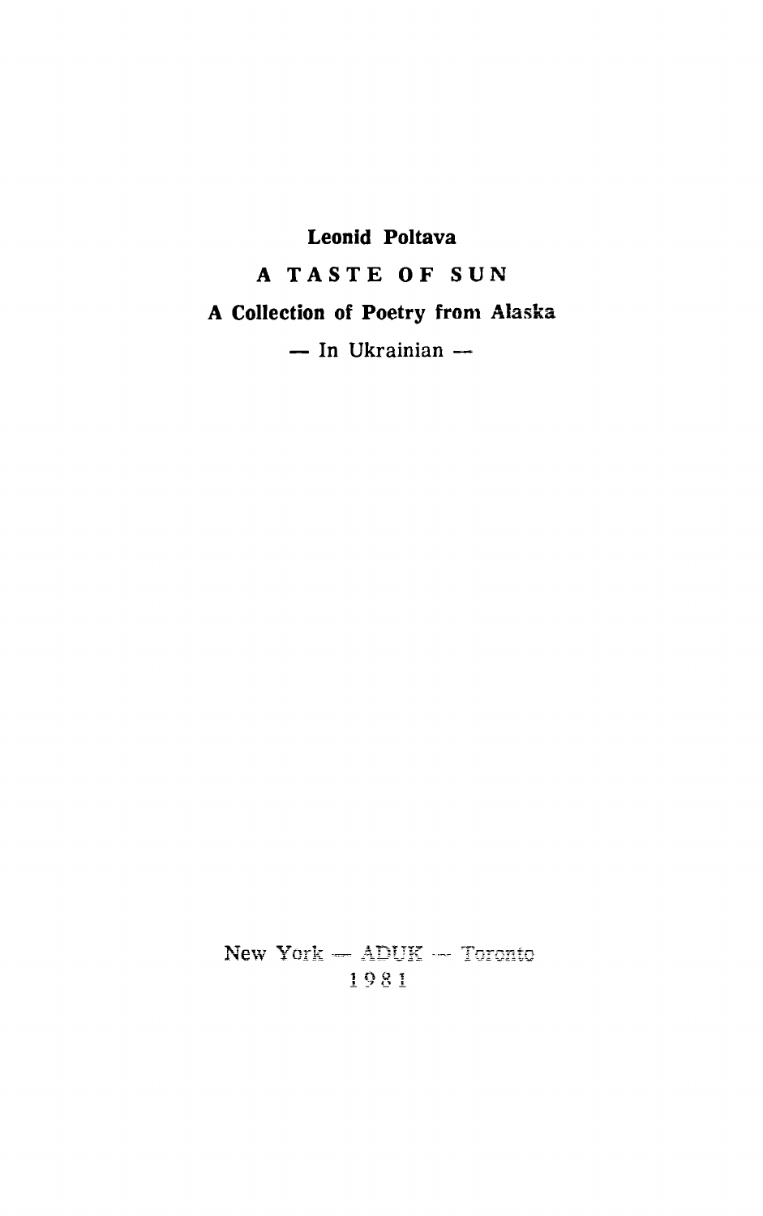**Leonid Poltava**

# A TASTE OF SUN

**A Collection of Poetry from Alaska**

— In Ukrainian —

New York — ADUK — Toronto

1981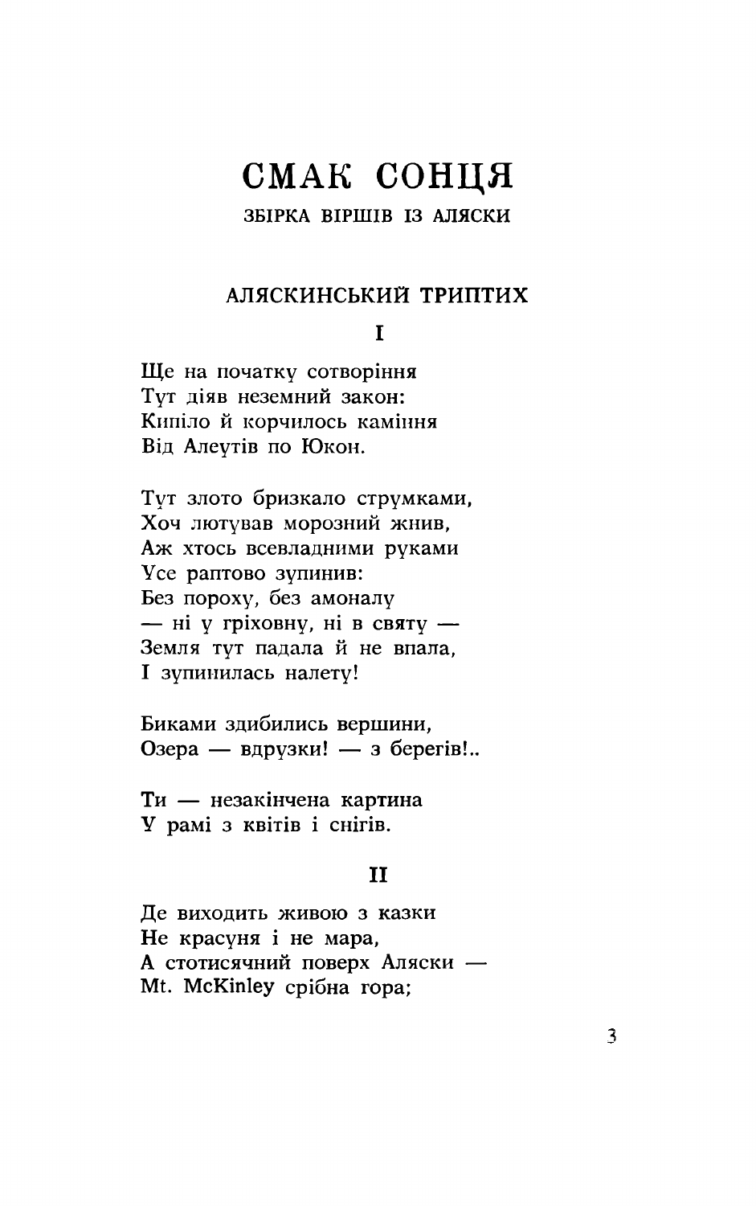# СМАК СОНЦЯ

### ЗБІРКА ВІРШІВ ІЗ АЛЯСКИ

## АЛЯСКИНСЬКИЙ ТРИПТИХ

### I

Ще на початку сотворіння
Тут діяв неземний закон:
Кипіло й корчилось каміння
Від Алеутів по Юкон.

Тут злото бризкало струмками,
Хоч лютував морозний жнив,
Аж хтось всевладними руками
Усе раптово зупинив:
Без пороху, без амоналу
— ні у гріховну, ні в святу —
Земля тут падала й не впала,
І зупинилась налету!

Биками здибились вершини,
Озера — вдрузки! — з берегів!..

Ти — незакінчена картина
У рамі з квітів і снігів.

### II

Де виходить живою з казки
Не красуня і не мара,
А стотисячний поверх Аляски —
Mt. McKinley срібна гора;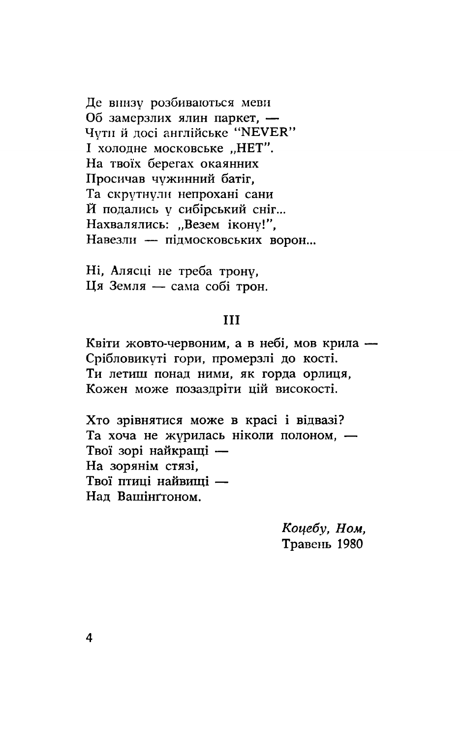Де внизу розбиваються меви
Об замерзлих ялин паркет, —
Чути й досі англійське "NEVER"
І холодне московське „НЕТ".
На твоїх берегах окаянних
Просичав чужинний батіг,
Та скрутнули непрохані сани
Й подались у сибірський сніг...
Нахвалялись: „Везем ікону!",
Навезли — підмосковських ворон...

Ні, Алясці не треба трону,
Ця Земля — сама собі трон.

### III

Квіти жовто-червоним, а в небі, мов крила —
Срібловикуті гори, промерзлі до кості.
Ти летиш понад ними, як горда орлиця,
Кожен може позаздріти цій високості.

Хто зрівнятися може в красі і відвазі?
Та хоча не журилась ніколи полоном, —
Твої зорі найкращі —
На зорянім стязі,
Твої птиці найвищі —
Над Вашінґтоном.

*Коцебу, Ном,*
Травень 1980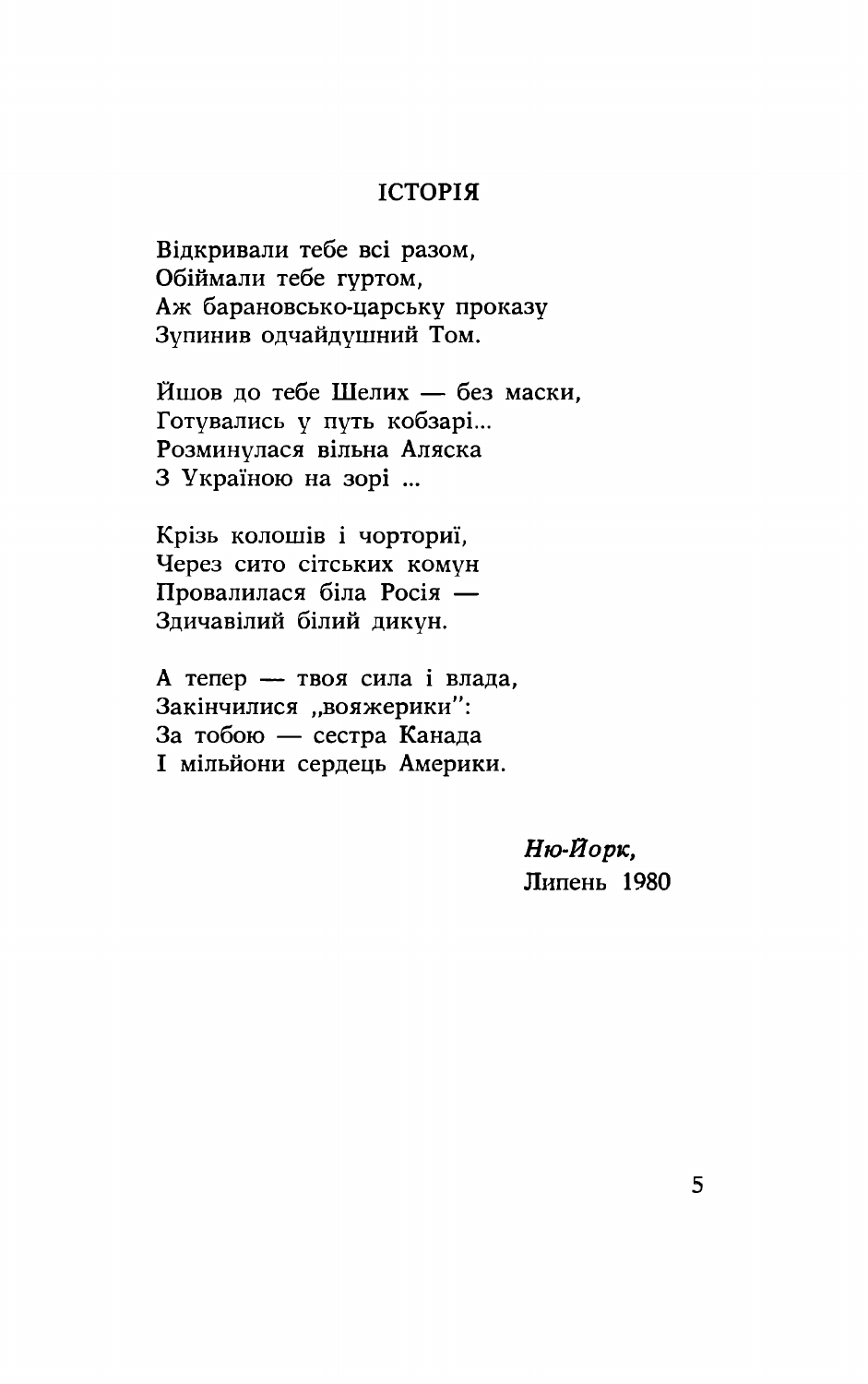## ІСТОРІЯ

Відкривали тебе всі разом,
Обіймали тебе гуртом,
Аж барановсько-царську проказу
Зупинив одчайдушний Том.

Йшов до тебе Шелих — без маски,
Готувались у путь кобзарі...
Розминулася вільна Аляска
З Україною на зорі ...

Крізь колошів і чорториї,
Через сито сітських комун
Провалилася біла Росія —
Здичавілий білий дикун.

А тепер — твоя сила і влада,
Закінчилися „вояжерики":
За тобою — сестра Канада
І мільйони сердець Америки.

*Ню-Йорк,*
Липень 1980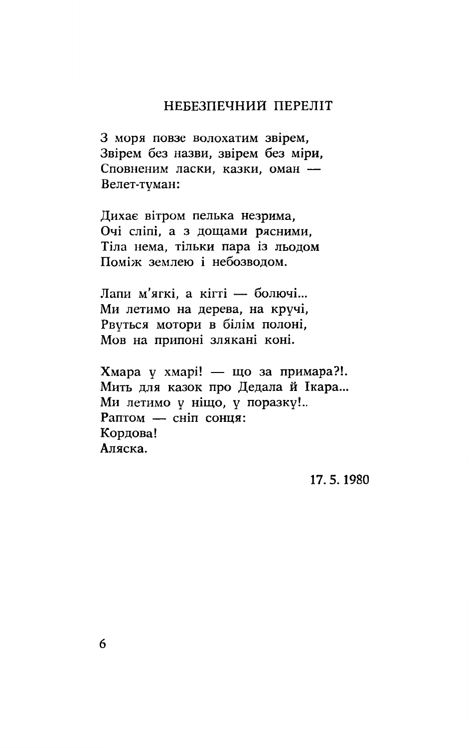## НЕБЕЗПЕЧНИЙ ПЕРЕЛІТ

З моря повзе волохатим звірем,  
Звірем без назви, звірем без міри,  
Сповненим ласки, казки, оман —  
Велет-туман:

Дихає вітром пелька незрима,  
Очі сліпі, а з дощами рясними,  
Тіла нема, тільки пара із льодом  
Поміж землею і небозводом.

Лапи м'ягкі, а кігті — болючі...  
Ми летимо на дерева, на кручі,  
Рвуться мотори в білім полоні,  
Мов на припоні злякані коні.

Хмара у хмарі! — що за примара?!.  
Мить для казок про Дедала й Ікара...  
Ми летимо у ніщо, у поразку!..  
Раптом — сніп сонця:  
Кордова!  
Аляска.

17. 5. 1980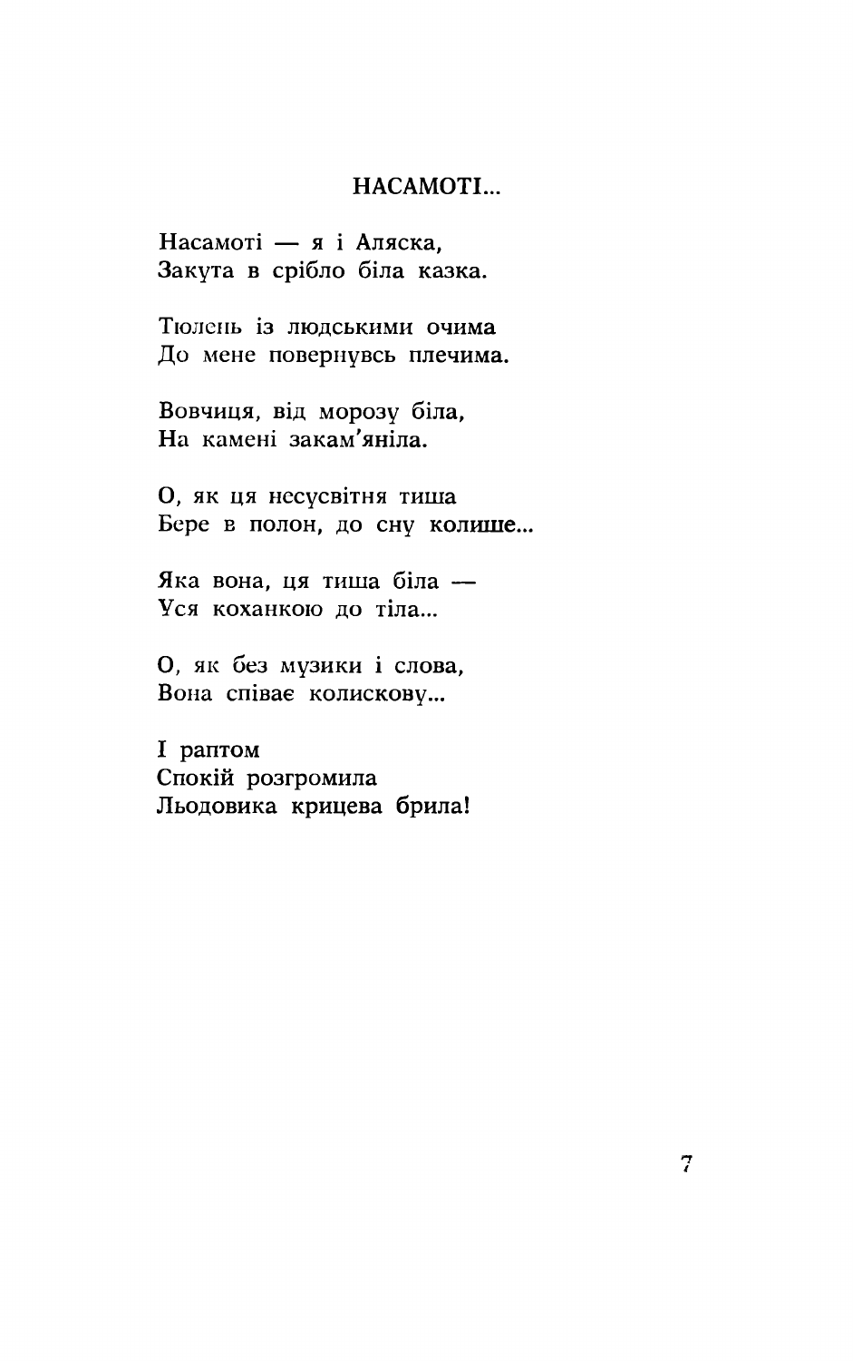## НАСАМОТІ...

Насамоті — я і Аляска,
Закута в срібло біла казка.

Тюлень із людськими очима
До мене повернувсь плечима.

Вовчиця, від морозу біла,
На камені закам'яніла.

О, як ця несусвітня тиша
Бере в полон, до сну колише...

Яка вона, ця тиша біла —
Уся коханкою до тіла...

О, як без музики і слова,
Вона співає колискову...

І раптом
Спокій розгромила
Льодовика крицева брила!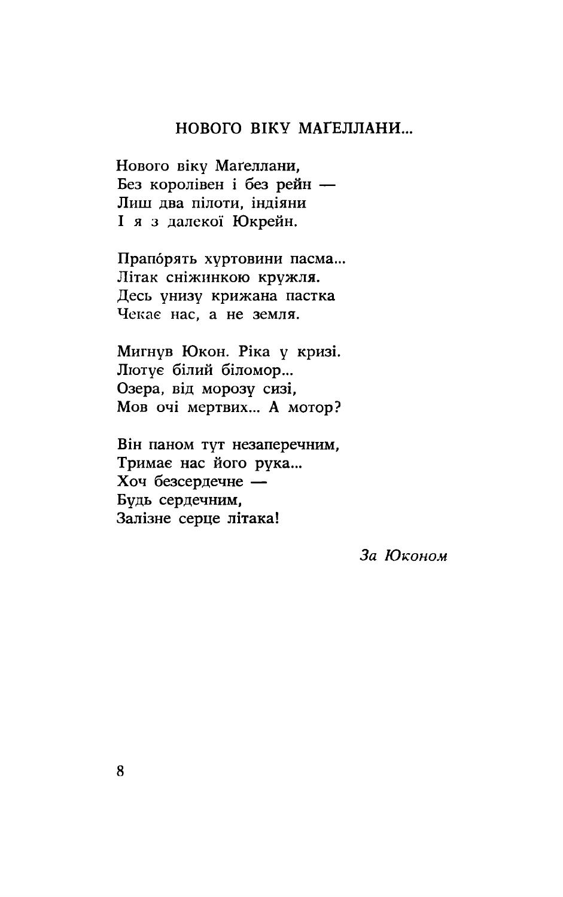## НОВОГО ВІКУ МАҐЕЛЛАНИ...

Нового віку Маґеллани,
Без королівен і без рейн —
Лиш два пілоти, індіяни
І я з далекої Юкрейн.

Прапóрять хуртовини пасма...
Літак сніжинкою кружля.
Десь унизу крижана пастка
Чекає нас, а не земля.

Мигнув Юкон. Ріка у кризі.
Лютує білий біломор...
Озера, від морозу сизі,
Мов очі мертвих... А мотор?

Він паном тут незаперечним,
Тримає нас його рука...
Хоч безсердечне —
Будь сердечним,
Залізне серце літака!

*За Юконом*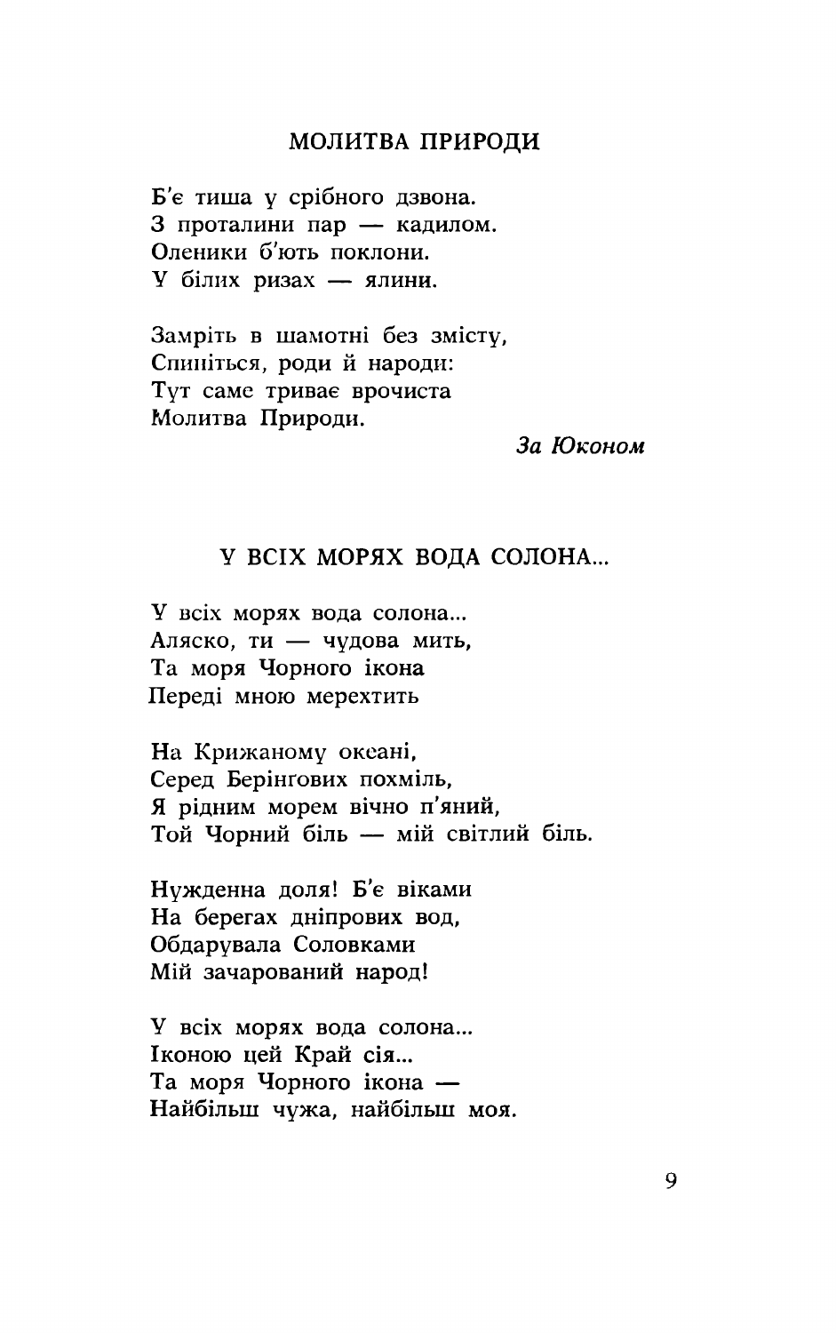## МОЛИТВА ПРИРОДИ

Б'є тиша у срібного дзвона.
З проталини пар — кадилом.
Оленики б'ють поклони.
У білих ризах — ялини.

Замріть в шамотні без змісту,
Спиніться, роди й народи:
Тут саме триває врочиста
Молитва Природи.

*За Юконом*

## У ВСІХ МОРЯХ ВОДА СОЛОНА...

У всіх морях вода солона...
Аляско, ти — чудова мить,
Та моря Чорного ікона
Переді мною мерехтить

На Крижаному океані,
Серед Берінгових похміль,
Я рідним морем вічно п'яний,
Той Чорний біль — мій світлий біль.

Нужденна доля! Б'є віками
На берегах дніпрових вод,
Обдарувала Соловками
Мій зачарований народ!

У всіх морях вода солона...
Іконою цей Край сія...
Та моря Чорного ікона —
Найбільш чужа, найбільш моя.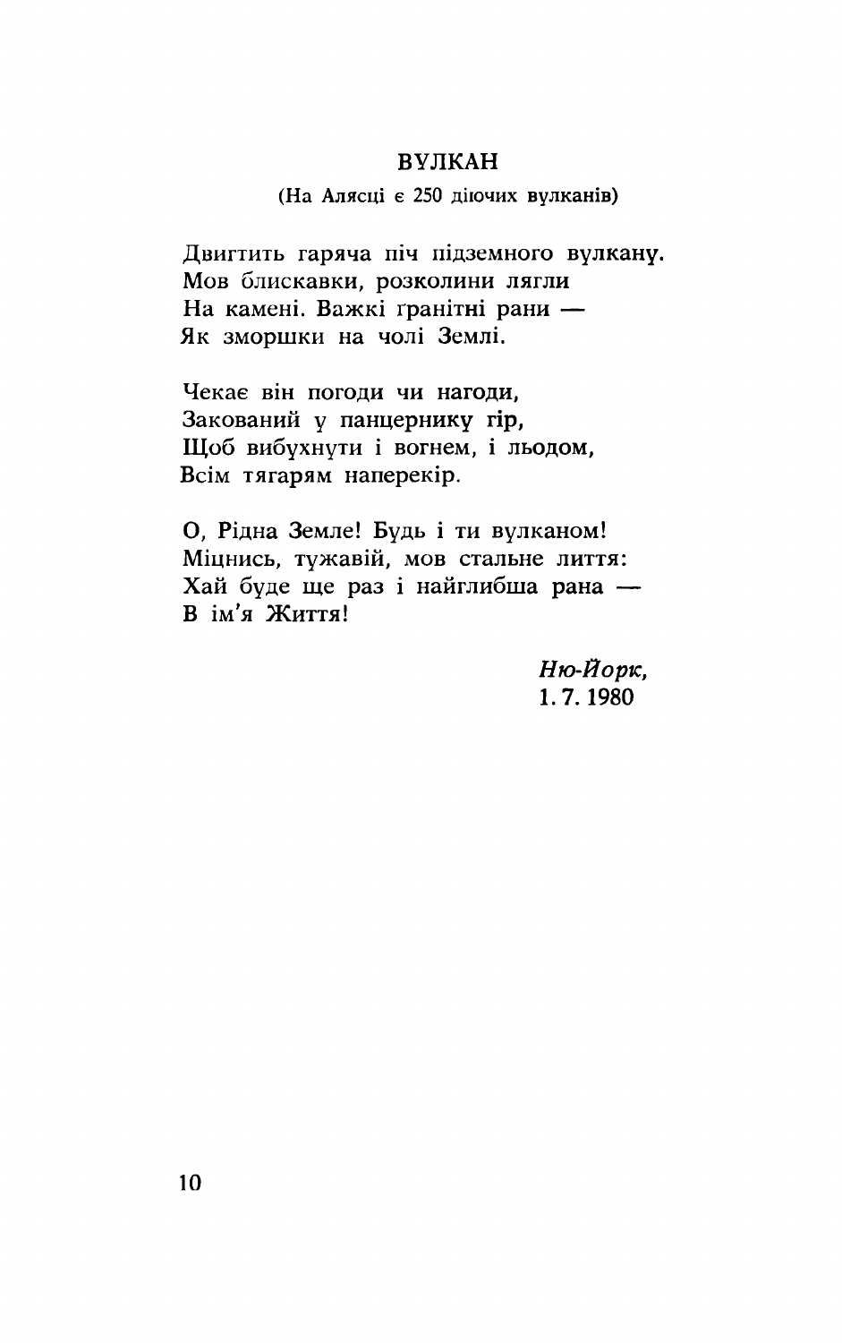## ВУЛКАН

(На Алясці є 250 діючих вулканів)

Двигтить гаряча піч підземного вулкану.  
Мов блискавки, розколини лягли  
На камені. Важкі ґранітні рани —  
Як зморшки на чолі Землі.

Чекає він погоди чи нагоди,  
Закований у панцернику гір,  
Щоб вибухнути і вогнем, і льодом,  
Всім тягарям наперекір.

О, Рідна Земле! Будь і ти вулканом!  
Міцнись, тужавій, мов стальне лиття:  
Хай буде ще раз і найглибша рана —  
В ім'я Життя!

*Ню-Йорк,*  
1. 7. 1980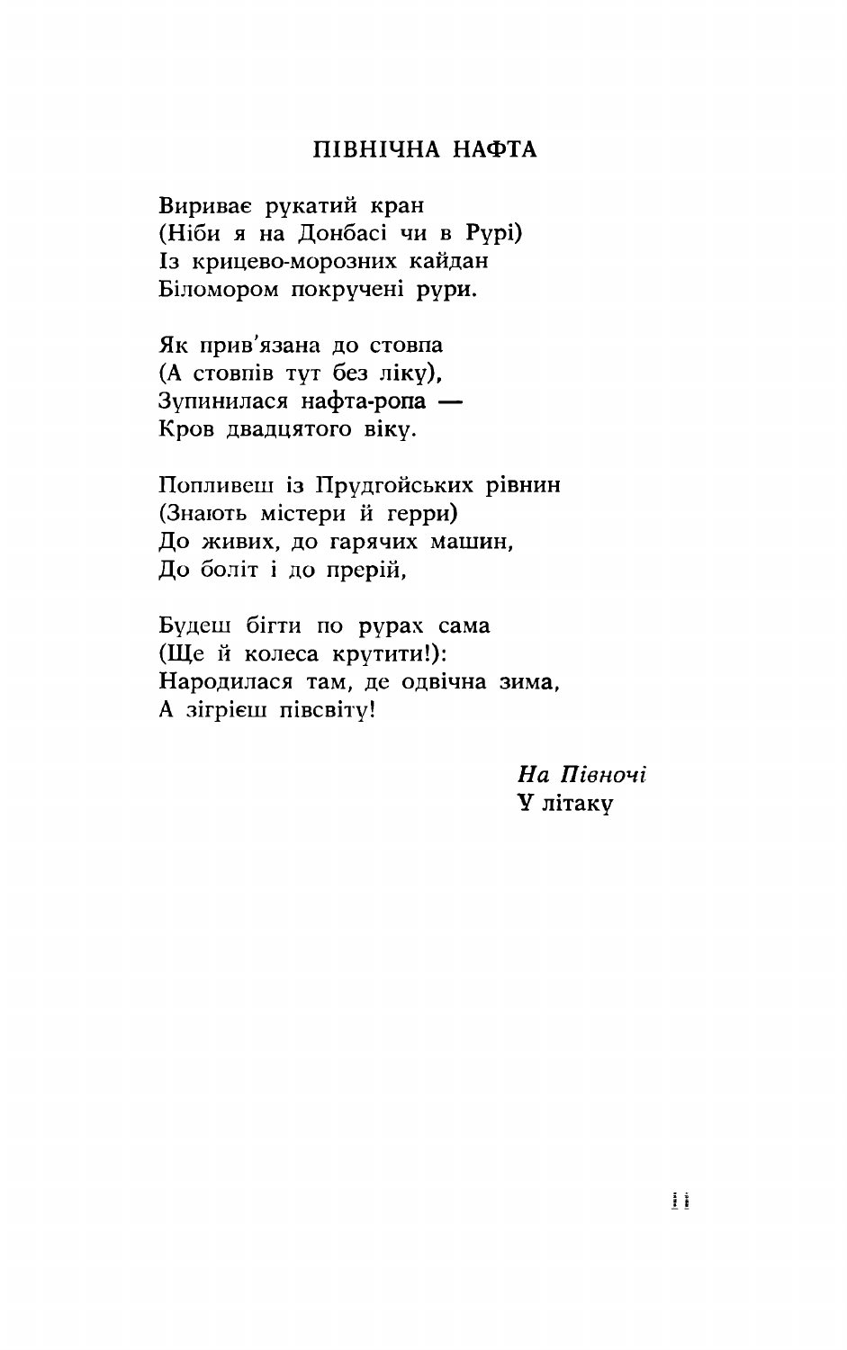## ПІВНІЧНА НАФТА

Вириває рукатий кран
(Ніби я на Донбасі чи в Рурі)
Із крицево-морозних кайдан
Біломором покручені рури.

Як прив'язана до стовпа
(А стовпів тут без ліку),
Зупинилася нафта-ропа —
Кров двадцятого віку.

Поплівеш із Прудгойських рівнин
(Знають містери й герри)
До живих, до гарячих машин,
До боліт і до прерій,

Будеш бігти по рурах сама
(Ще й колеса крутити!):
Народилася там, де одвічна зима,
А зігрієш півсвіту!

*На Півночі*
У літаку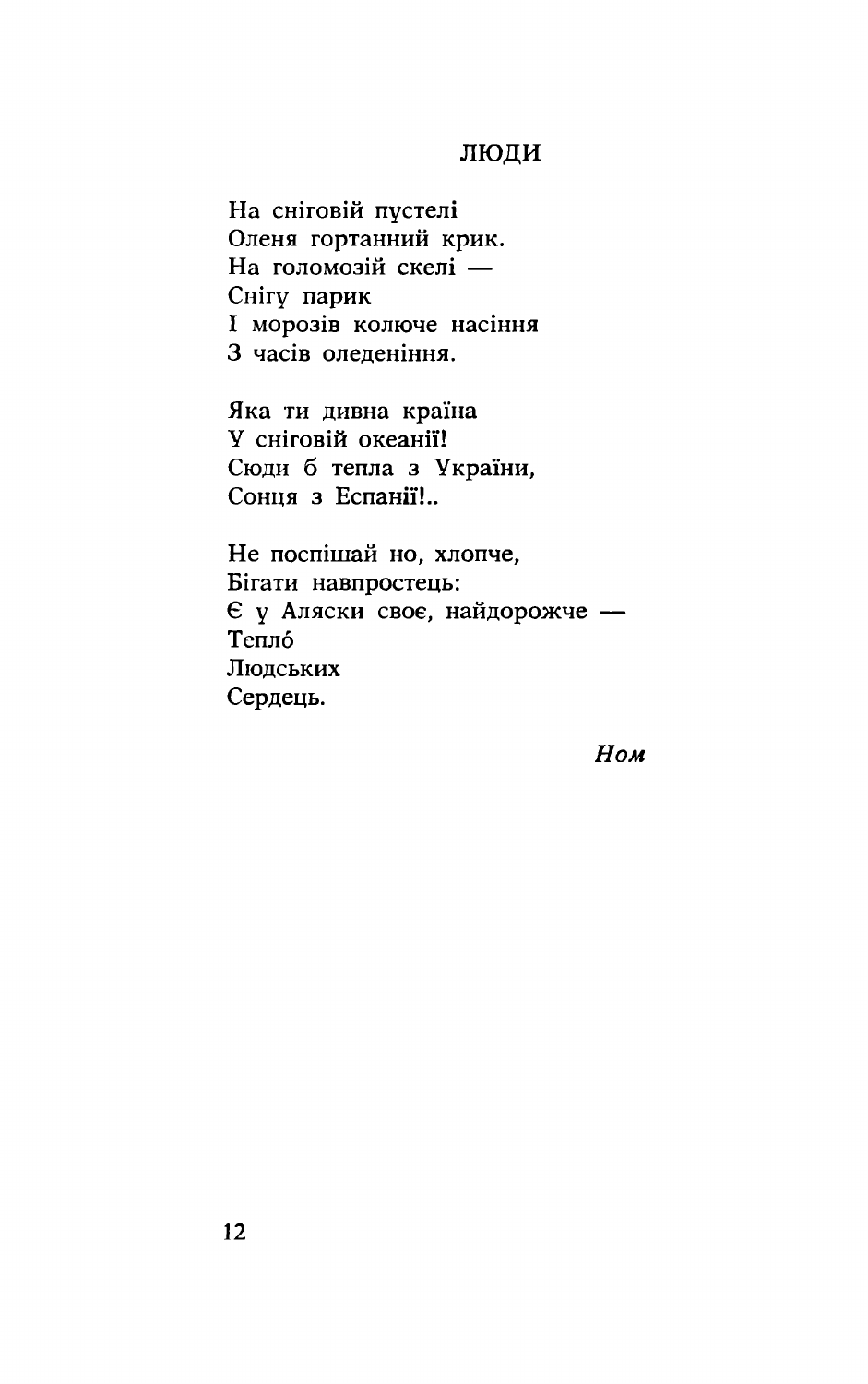## ЛЮДИ

На сніговій пустелі  
Оленя гортанний крик.  
На голомозій скелі —  
Снігу парик  
І морозів колюче насіння  
З часів оледеніння.

Яка ти дивна країна  
У сніговій океанії!  
Сюди б тепла з України,  
Сонця з Еспанії!..

Не поспішай но, хлопче,  
Бігати навпростець:  
Є у Аляски своє, найдорожче —  
Тепло́  
Людських  
Сердець.

*Ном*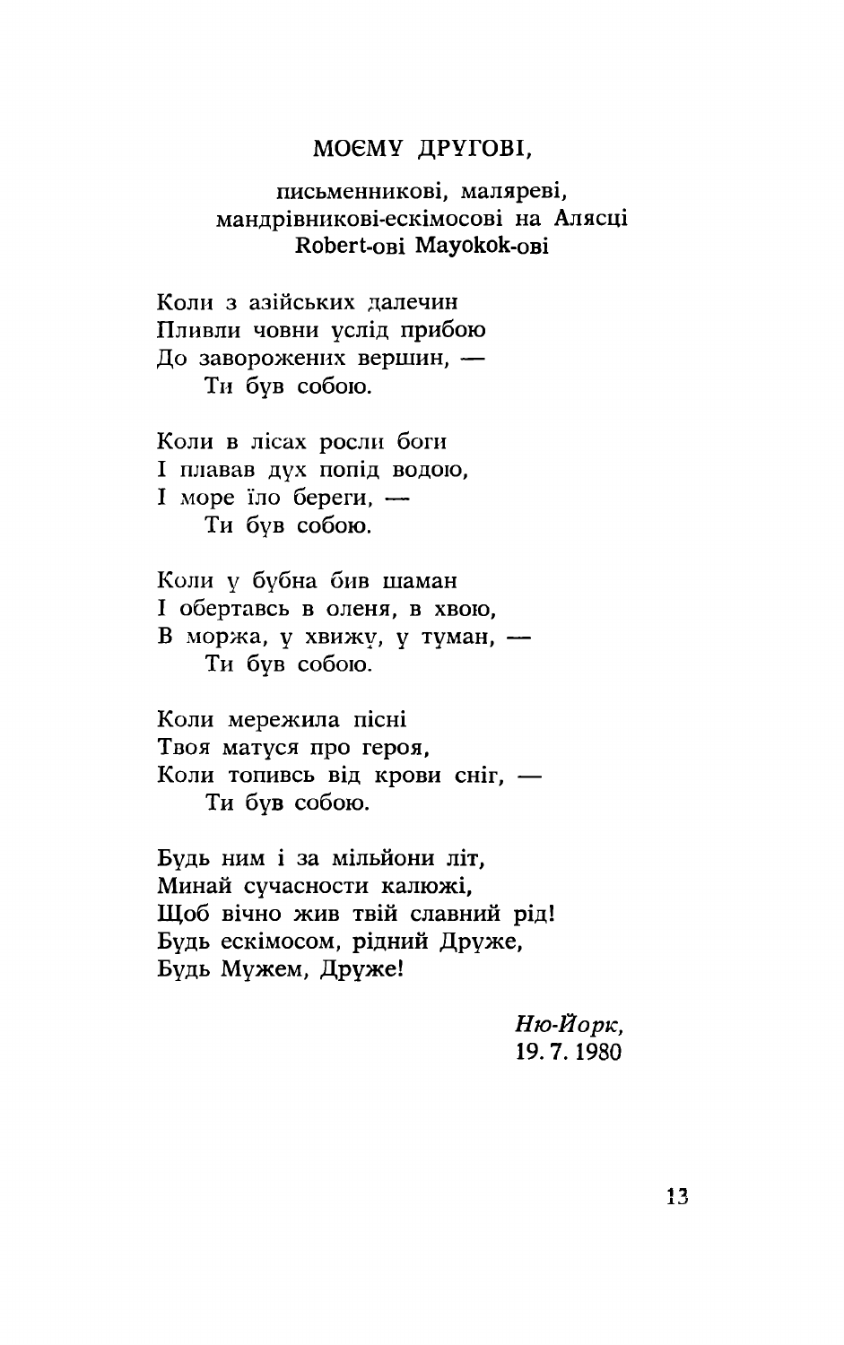## МОЄМУ ДРУГОВІ,

письменникові, маляреві,
мандрівникові-ескімосові на Алясці
Robert-ові Mayokok-ові

Коли з азійських далечин
Пливли човни услід прибою
До заворожених вершин, —
    Ти був собою.

Коли в лісах росли боги
І плавав дух попід водою,
І море їло береги, —
    Ти був собою.

Коли у бубна бив шаман
І обертавсь в оленя, в хвою,
В моржа, у хвижу, у туман, —
    Ти був собою.

Коли мережила пісні
Твоя матуся про героя,
Коли топивсь від крови сніг, —
    Ти був собою.

Будь ним і за мільйони літ,
Минай сучасности калюжі,
Щоб вічно жив твій славний рід!
Будь ескімосом, рідний Друже,
Будь Мужем, Друже!

*Ню-Йорк,*
19. 7. 1980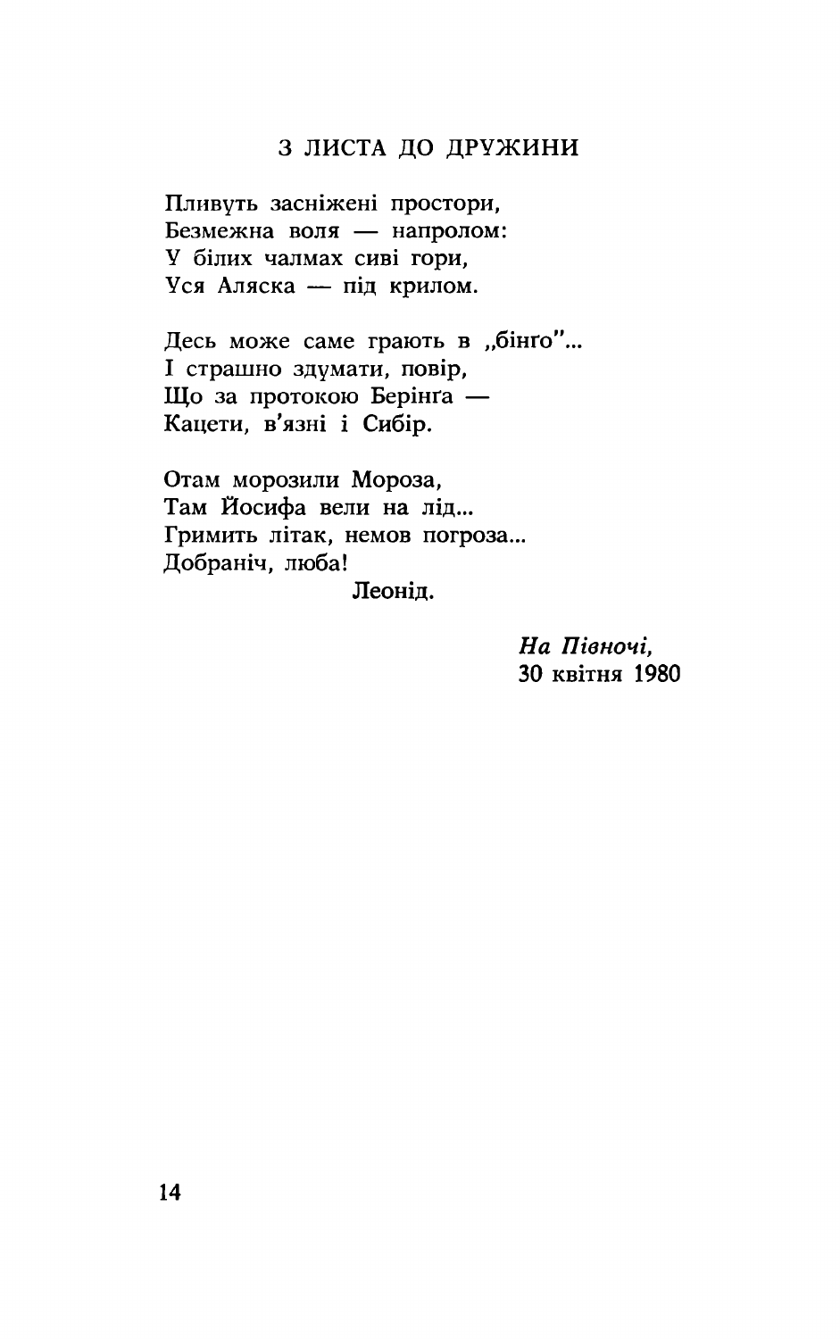## З ЛИСТА ДО ДРУЖИНИ

Пливуть засніжені простори,
Безмежна воля — напролом:
У білих чалмах сиві гори,
Уся Аляска — під крилом.

Десь може саме грають в „бінґо"...
І страшно здумати, повір,
Що за протокою Берінґа —
Кацети, в'язні і Сибір.

Отам морозили Мороза,
Там Йосифа вели на лід...
Гримить літак, немов погроза...
Добраніч, люба!
Леонід.

*На Півночі,*
30 квітня 1980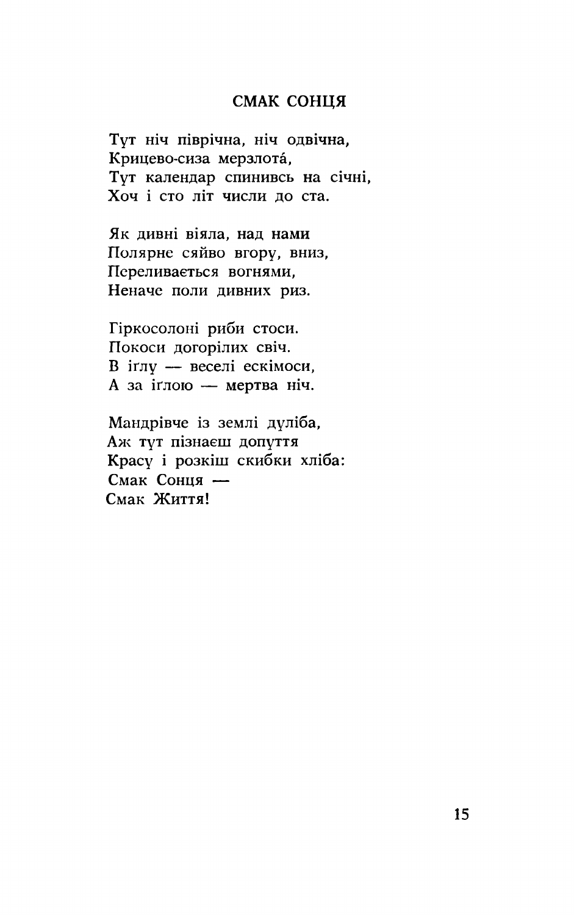## СМАК СОНЦЯ

Тут ніч піврічна, ніч одвічна,
Крицево-сиза мерзлота́,
Тут календар спинивсь на січні,
Хоч і сто літ числи до ста.

Як дивні віяла, над нами
Полярне сяйво вгору, вниз,
Переливається вогнями,
Неначе поли дивних риз.

Гіркосолоні риби стоси.
Покоси догорілих свіч.
В іґлу — веселі ескімоси,
А за іґлою — мертва ніч.

Мандрівче із землі дуліба,
Аж тут пізнаєш допуття
Красу і розкіш скибки хліба:
Смак Сонця —
Смак Життя!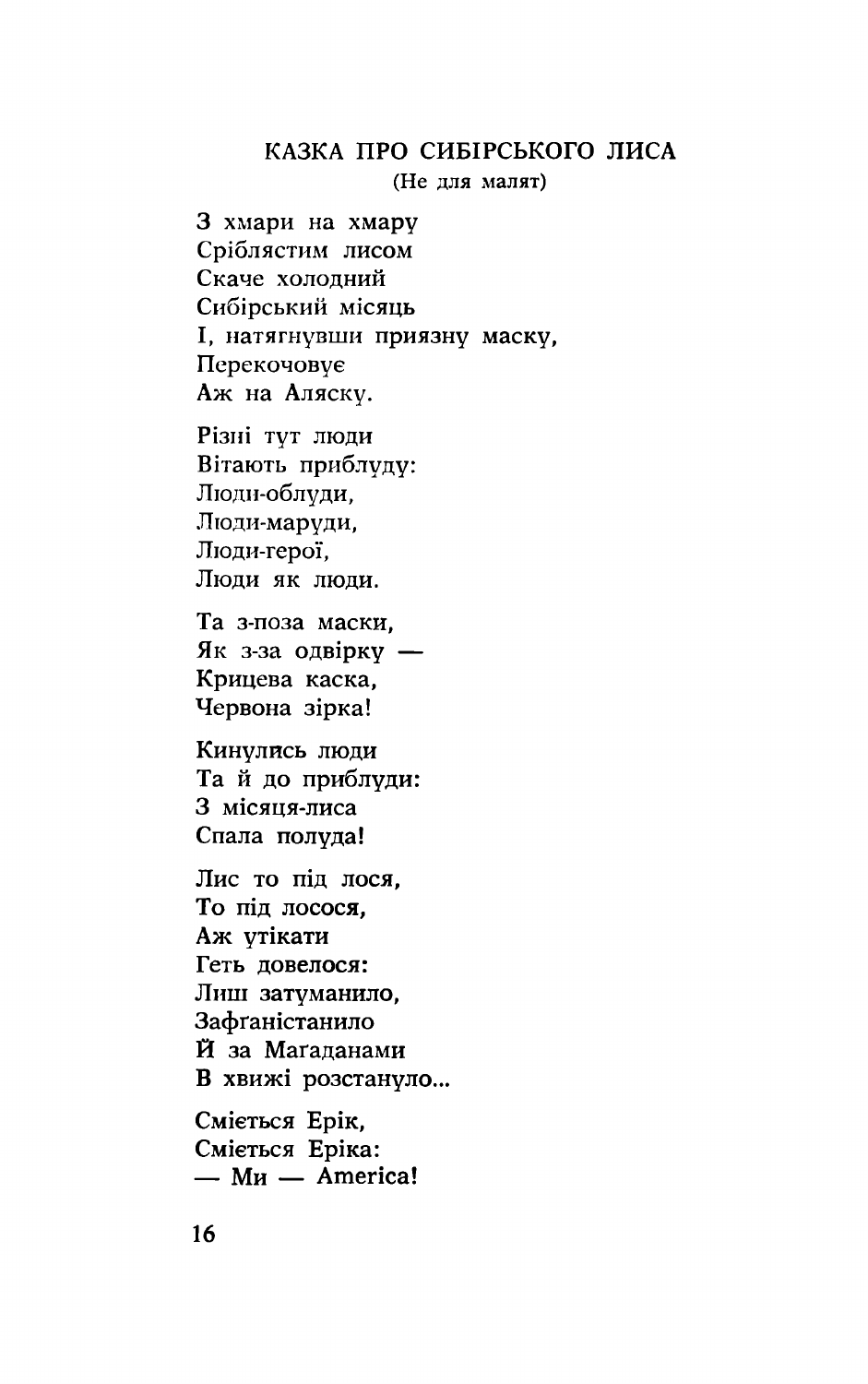## КАЗКА ПРО СИБІРСЬКОГО ЛИСА

(Не для малят)

З хмари на хмару
Сріблястим лисом
Скаче холодний
Сибірський місяць
І, натягнувши приязну маску,
Перекочовує
Аж на Аляску.

Різні тут люди
Вітають приблуду:
Люди-облуди,
Люди-маруди,
Люди-герої,
Люди як люди.

Та з-поза маски,
Як з-за одвірку —
Крицева каска,
Червона зірка!

Кинулись люди
Та й до приблуди:
З місяця-лиса
Спала полуда!

Лис то під лося,
То під лосося,
Аж утікати
Геть довелося:
Лиш затуманило,
Зафґаністанило
Й за Маґаданами
В хвижі розстануло...

Сміється Ерік,
Сміється Еріка:
— Ми — America!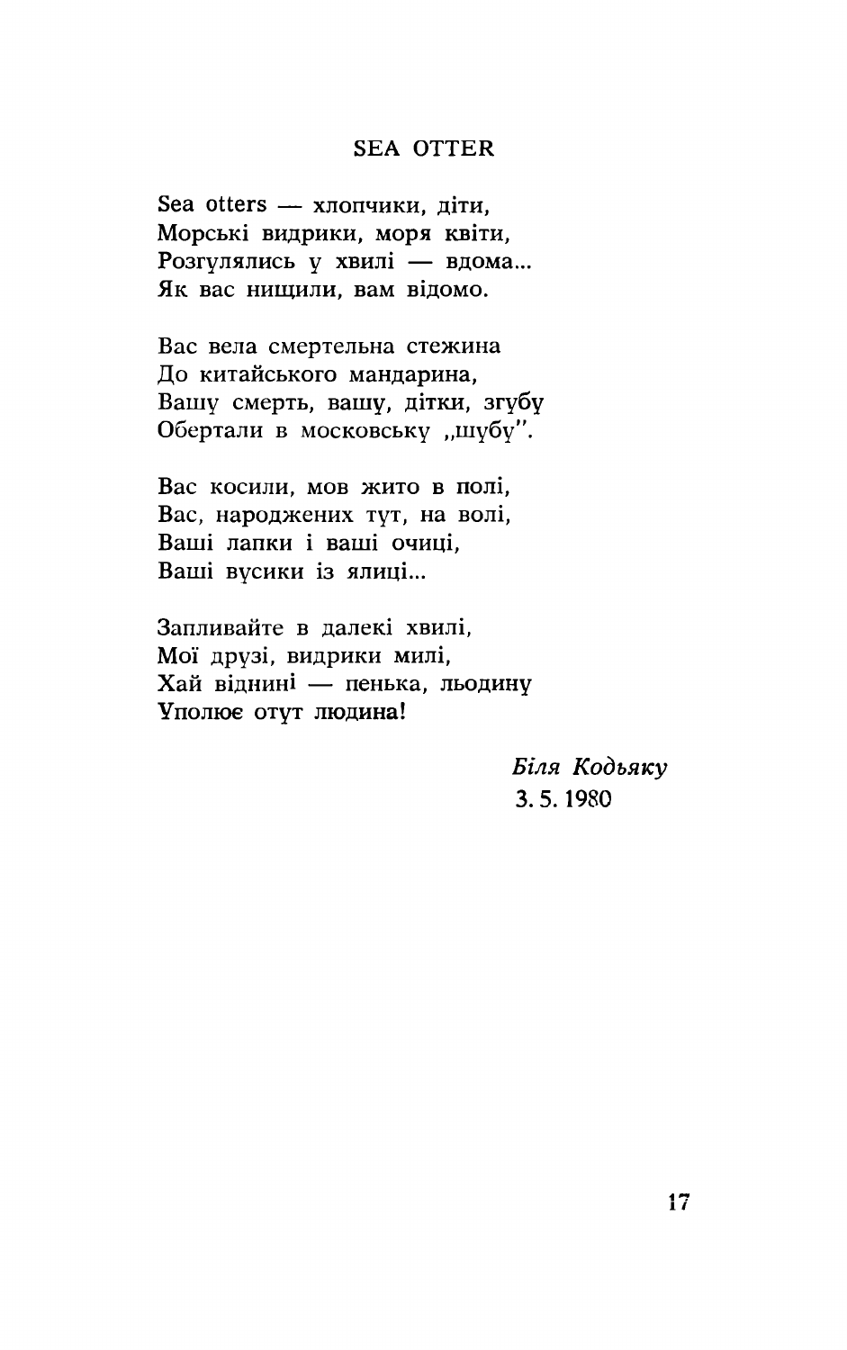## SEA OTTER

Sea otters — хлопчики, діти,  
Морські видрики, моря квіти,  
Розгулялись у хвилі — вдома...  
Як вас нищили, вам відомо.

Вас вела смертельна стежина  
До китайського мандарина,  
Вашу смерть, вашу, дітки, згубу  
Обертали в московську „шубу".

Вас косили, мов жито в полі,  
Вас, народжених тут, на волі,  
Ваші лапки і ваші очиці,  
Ваші вусики із ялиці...

Запливайте в далекі хвилі,  
Мої друзі, видрики милі,  
Хай віднині — пенька, льодину  
Уполює отут людина!

*Біля Кодьяку*  
3. 5. 1980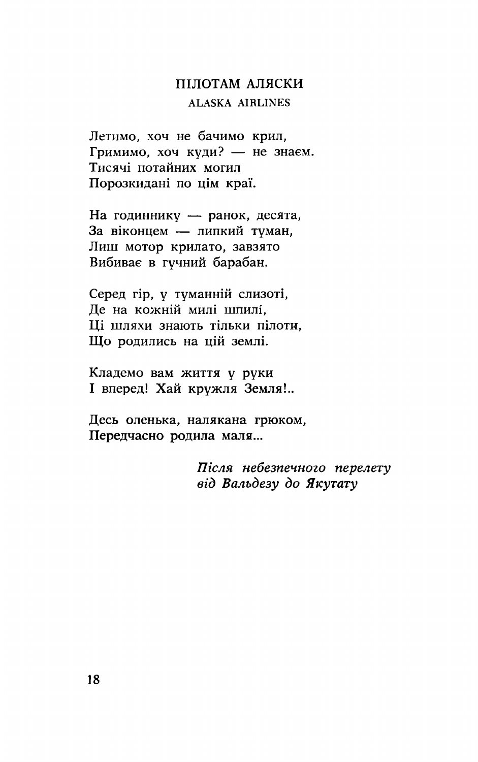## ПІЛОТАМ АЛЯСКИ

ALASKA AIRLINES

Летимо, хоч не бачимо крил,
Гримимо, хоч куди? — не знаєм.
Тисячі потайних могил
Порозкидані по цім краї.

На годиннику — ранок, десята,
За віконцем — липкий туман,
Лиш мотор крилато, завзято
Вибиває в гучний барабан.

Серед гір, у туманній слизоті,
Де на кожній милі шпилі,
Ці шляхи знають тільки пілоти,
Що родились на цій землі.

Кладемо вам життя у руки
І вперед! Хай кружля Земля!..

Десь оленька, налякана грюком,
Передчасно родила маля...

*Після небезпечного перелету*
*від Вальдезу до Якутату*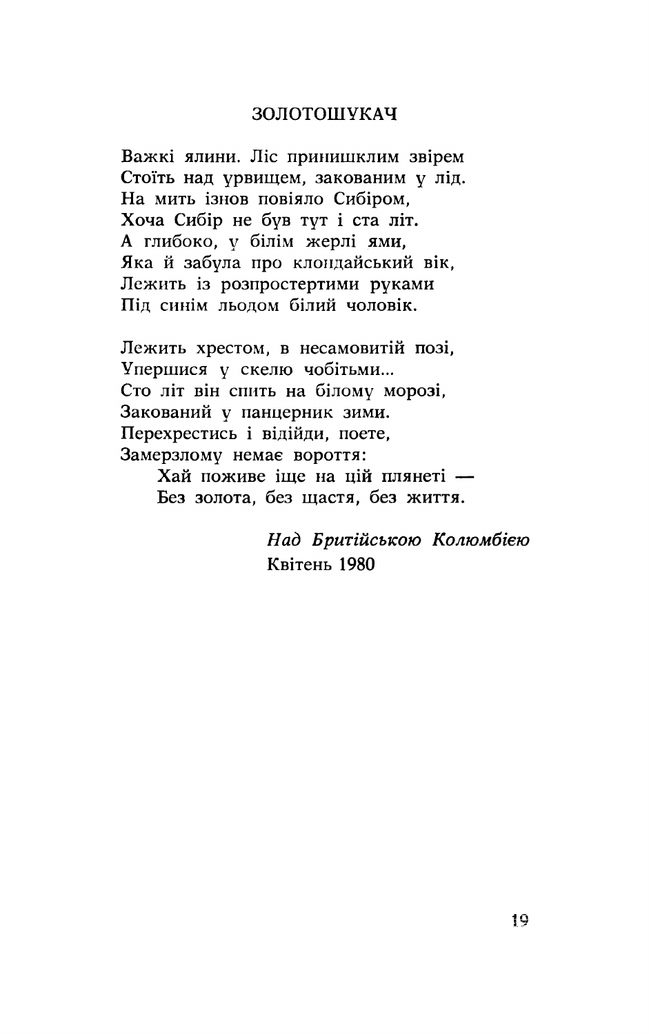## ЗОЛОТОШУКАЧ

Важкі ялини. Ліс принишклим звірем  
Стоїть над урвищем, закованим у лід.  
На мить ізнов повіяло Сибіром,  
Хоча Сибір не був тут і ста літ.  
А глибоко, у білім жерлі ями,  
Яка й забула про клондайський вік,  
Лежить із розпростертими руками  
Під синім льодом білий чоловік.

Лежить хрестом, в несамовитій позі,  
Упершися у скелю чобітьми...  
Сто літ він спить на білому морозі,  
Закований у панцерник зими.  
Перехрестись і відійди, поете,  
Замерзлому немає вороття:  
  Хай поживе іще на цій плянеті —  
  Без золота, без щастя, без життя.

*Над Британською Колюмбією*  
Квітень 1980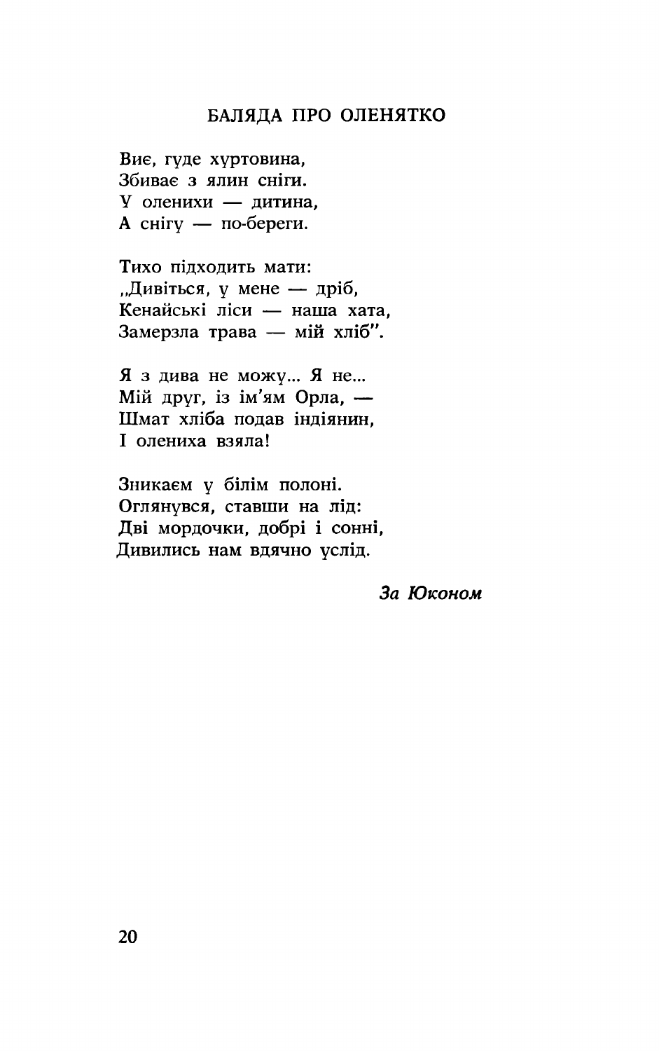## БАЛЯДА ПРО ОЛЕНЯТКО

Виє, гуде хуртовина,
Збиває з ялин сніги.
У оленихи — дитина,
А снігу — по-береги.

Тихо підходить мати:
„Дивіться, у мене — дріб,
Кенайські ліси — наша хата,
Замерзла трава — мій хліб".

Я з дива не можу... Я не...
Мій друг, із ім'ям Орла, —
Шмат хліба подав індіянин,
І олениха взяла!

Зникаєм у білім полоні.
Оглянувся, ставши на лід:
Дві мордочки, добрі і сонні,
Дивились нам вдячно услід.

*За Юконом*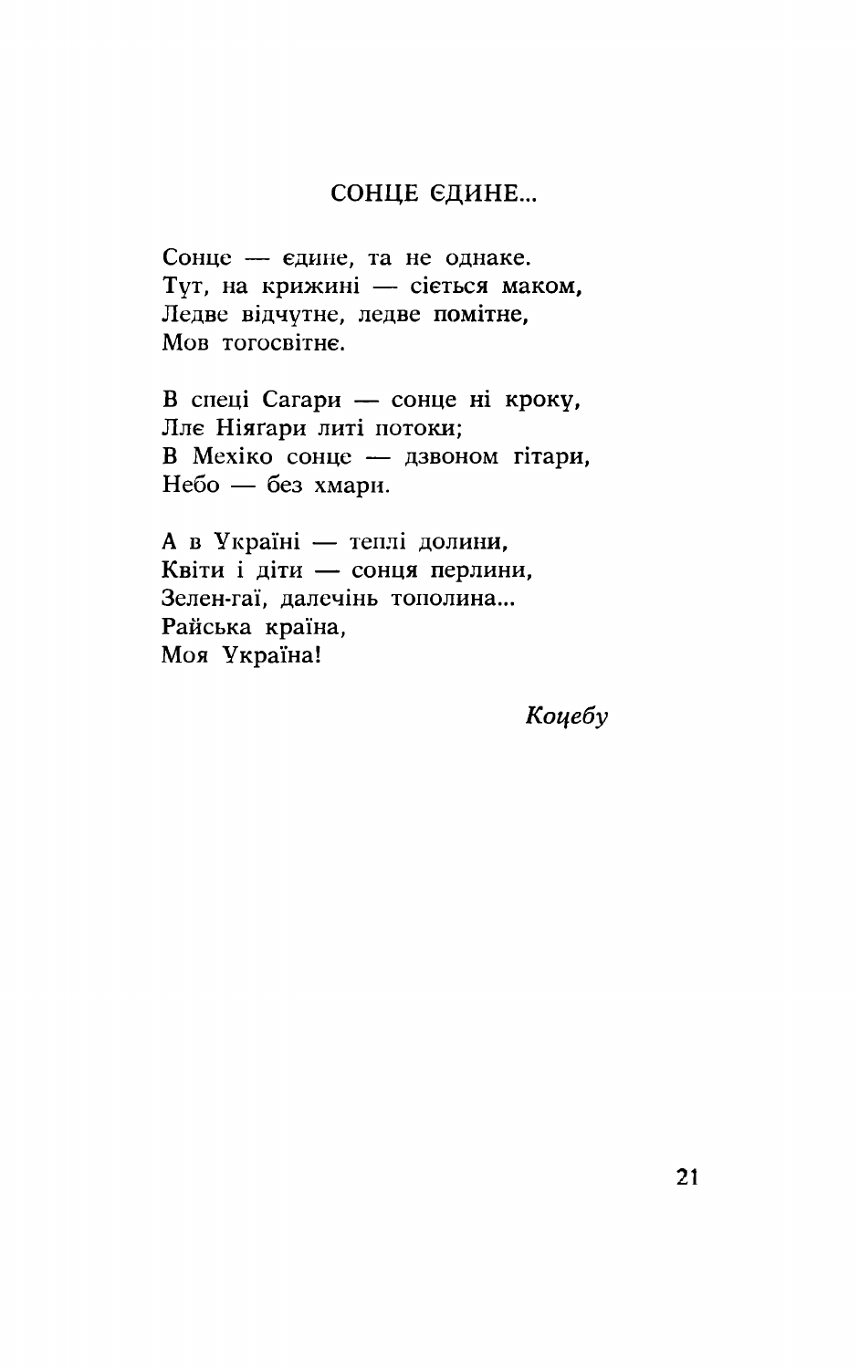## СОНЦЕ ЄДИНЕ...

Сонце — єдине, та не однаке.  
Тут, на крижині — сіється маком,  
Ледве відчутне, ледве помітне,  
Мов тогосвітнє.

В спеці Сагари — сонце ні кроку,  
Ллє Ніяґари литі потоки;  
В Мехіко сонце — дзвоном гітари,  
Небо — без хмари.

А в Україні — теплі долини,  
Квіти і діти — сонця перлини,  
Зелен-гаї, далечінь тополина...  
Райська країна,  
Моя Україна!

*Коцебу*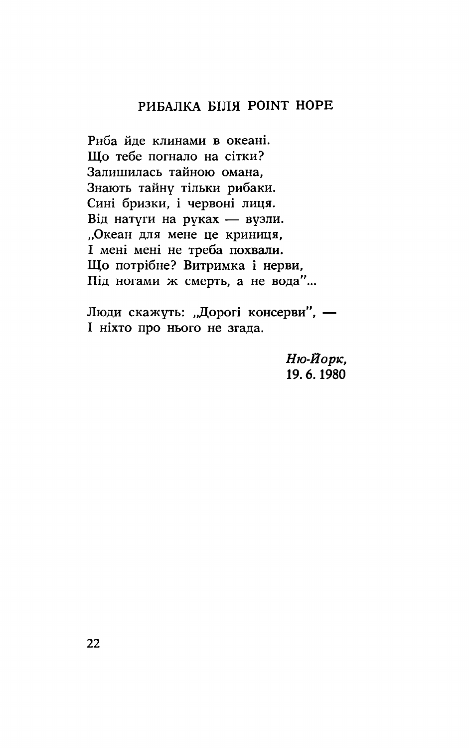## РИБАЛКА БІЛЯ POINT HOPE

Риба йде клинами в океані.  
Що тебе погнало на сітки?  
Залишилась тайною омана,  
Знають тайну тільки рибаки.  
Сині бризки, і червоні лиця.  
Від натуги на руках — вузли.  
„Океан для мене це криниця,  
І мені мені не треба похвали.  
Що потрібне? Витримка і нерви,  
Під ногами ж смерть, а не вода"...

Люди скажуть: „Дорогі консерви", —  
І ніхто про нього не згада.

*Ню-Йорк,*  
19. 6. 1980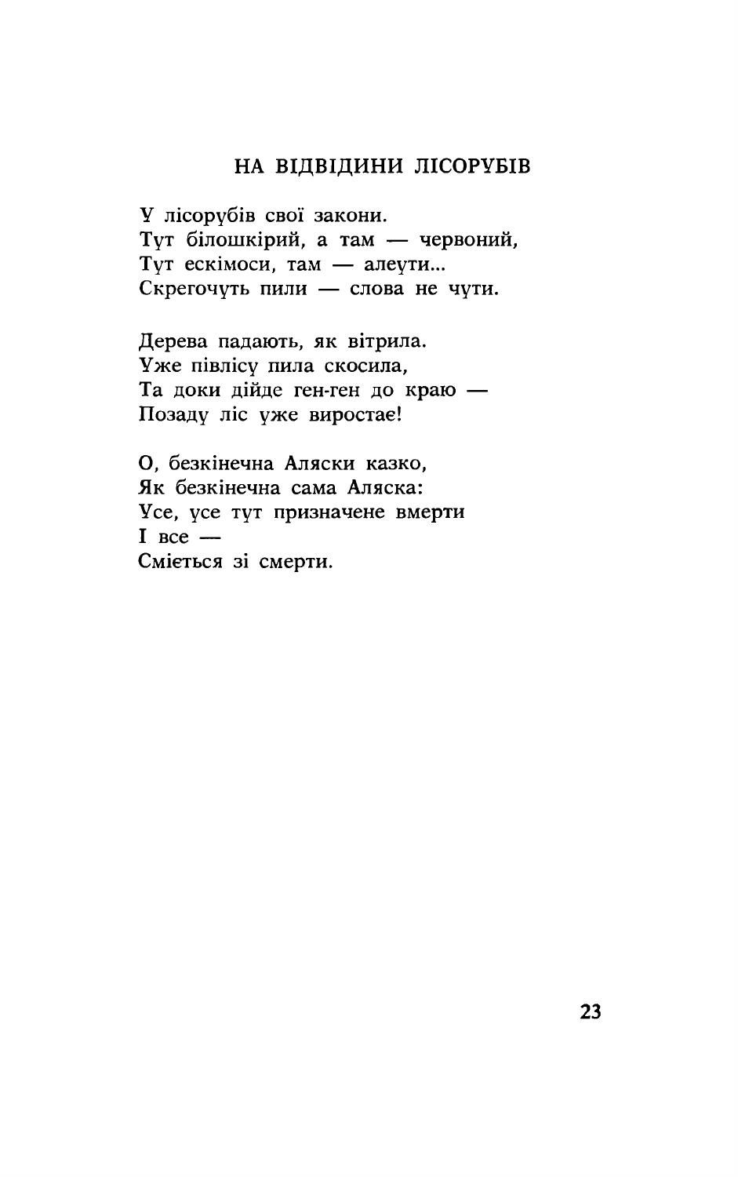## НА ВІДВІДИНИ ЛІСОРУБІВ

У лісорубів свої закони.  
Тут білошкірий, а там — червоний,  
Тут ескімоси, там — алеути...  
Скрегочуть пили — слова не чути.

Дерева падають, як вітрила.  
Уже півлісу пила скосила,  
Та доки дійде ген-ген до краю —  
Позаду ліс уже виростає!

О, безкінечна Аляски казко,  
Як безкінечна сама Аляска:  
Усе, усе тут призначене вмерти  
І все —  
Сміється зі смерти.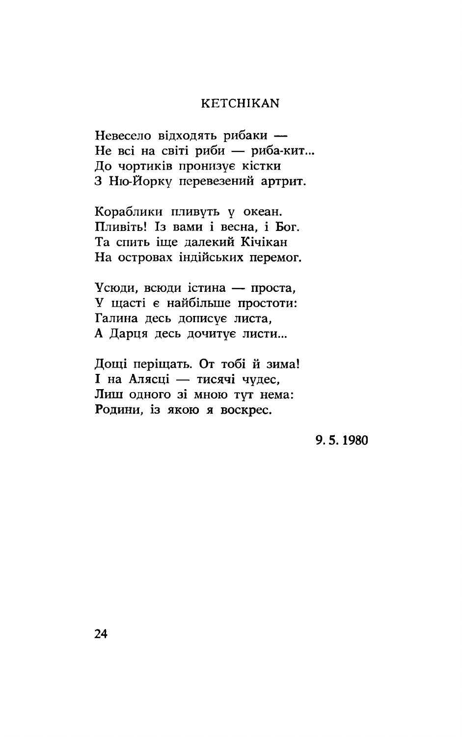## KETCHIKAN

Невесело відходять рибаки —
Не всі на світі риби — риба-кит...
До чортиків пронизує кістки
З Ню-Йорку перевезений артрит.

Кораблики пливуть у океан.
Пливіть! Із вами і весна, і Бог.
Та спить іще далекий Кічікан
На островах індійських перемог.

Усюди, всюди істина — проста,
У щасті є найбільше простоти:
Галина десь дописує листа,
А Дарця десь дочитує листи...

Дощі periщать. От тобі й зима!
І на Алясці — тисячі чудес,
Лиш одного зі мною тут нема:
Родини, із якою я воскрес.

9. 5. 1980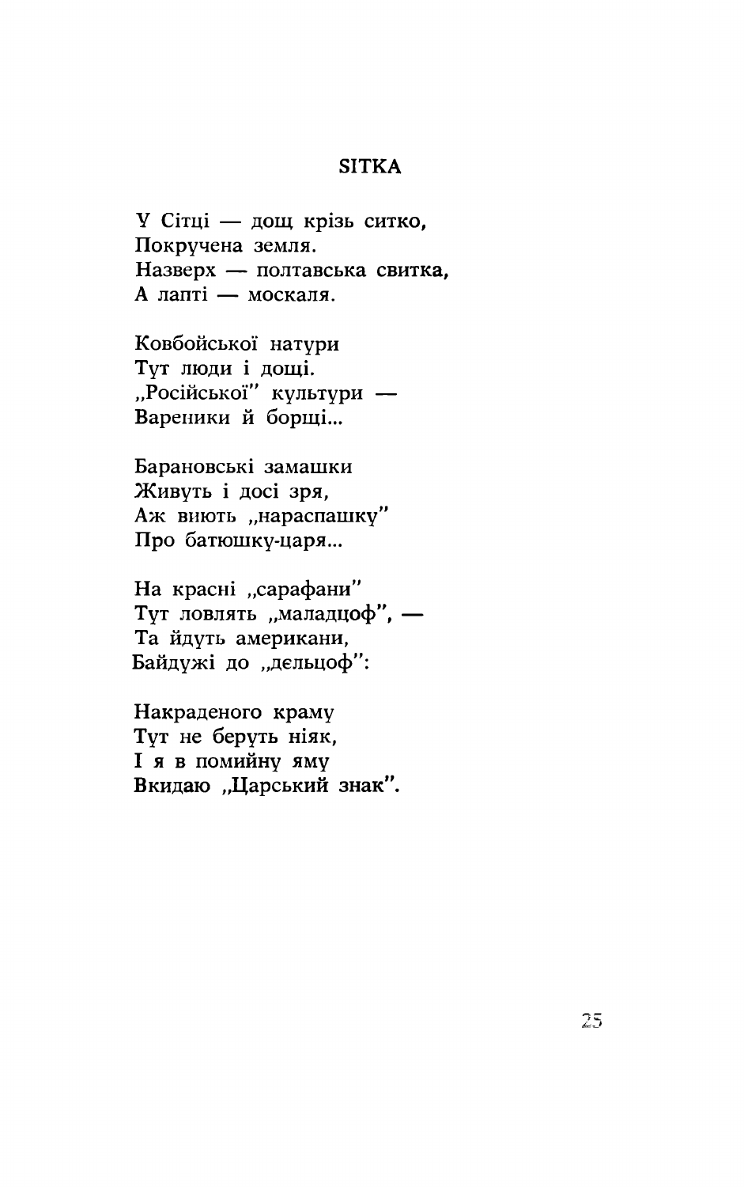## SITKA

У Сітці — дощ крізьситко,
Покручена земля.
Назверх — полтавська свитка,
А лапті — москаля.

Ковбойської натури
Тут люди і дощі.
„Російської" культури —
Вареники й борщі...

Барановські замашки
Живуть і досі зря,
Аж виють „нараспашку"
Про батюшку-царя...

На красні „сарафани"
Тут ловлять „маладцоф", —
Та йдуть американи,
Байдужі до „дєльцоф":

Накраденого краму
Тут не беруть ніяк,
І я в помийну яму
Вкидаю „Царський знак".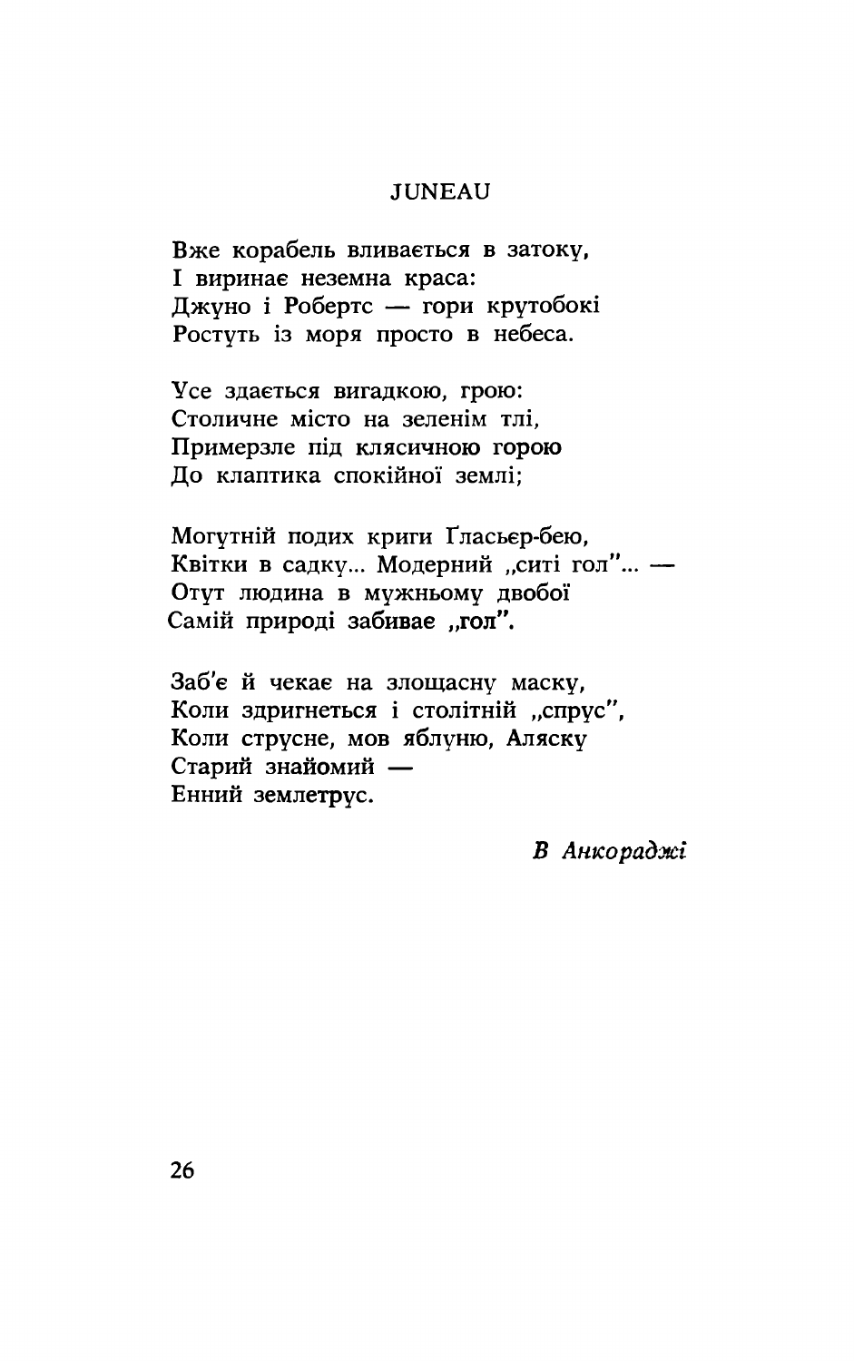## JUNEAU

Вже корабель вливається в затоку,
І виринає неземна краса:
Джуно і Робертс — гори крутобокі
Ростуть із моря просто в небеса.

Усе здається вигадкою, грою:
Столичне місто на зеленім тлі,
Примерзле під клясичною горою
До клаптика спокійної землі;

Могутній подих криги Ґласьєр-бею,
Квітки в садку... Модерний „ситі гол"... —
Отут людина в мужньому двобої
Самій природі забиває „гол".

Заб'є й чекає на злощасну маску,
Коли здригнеться і столітній „спрус",
Коли струсне, мов яблуню, Аляску
Старий знайомий —
Енний землетрус.

*В Анкораджі*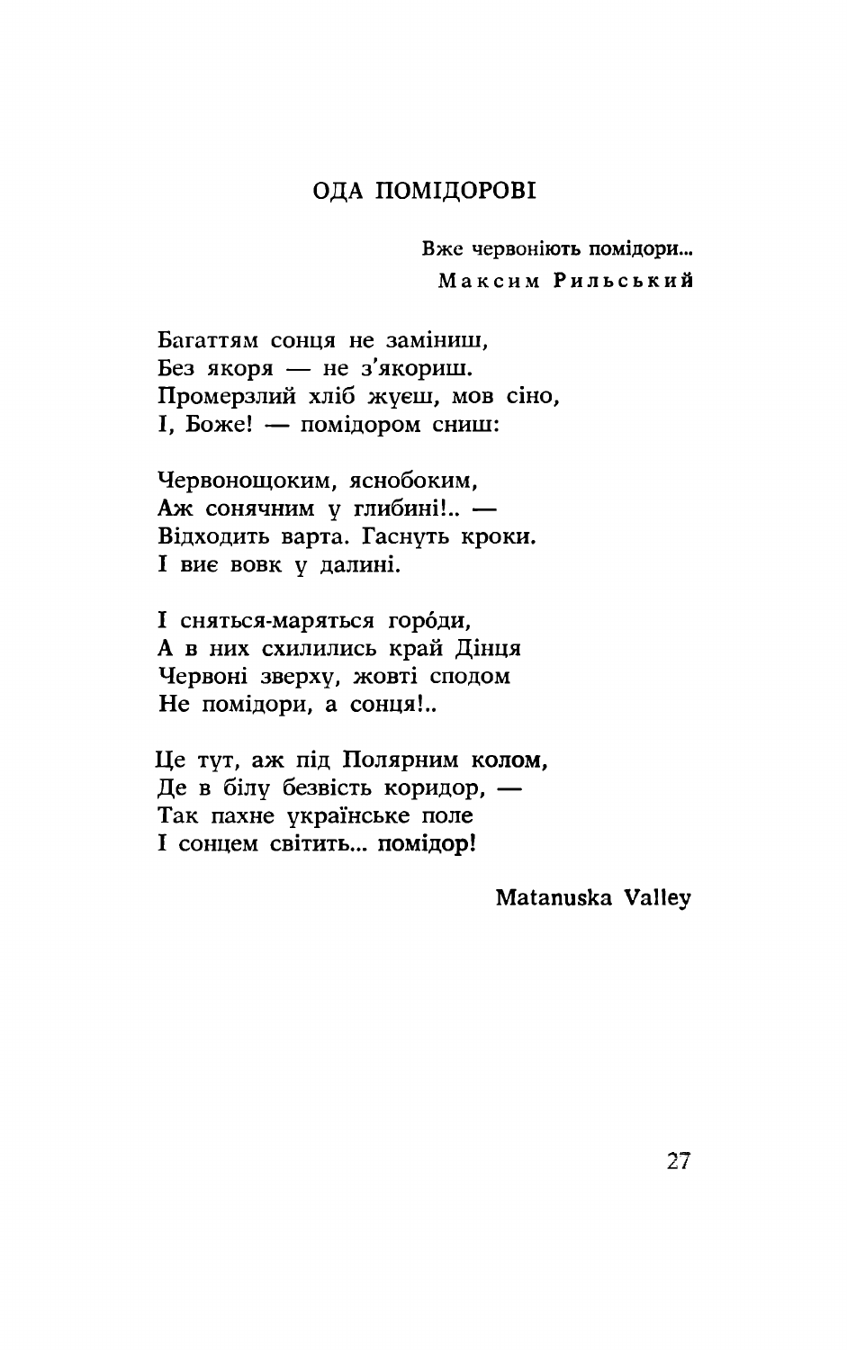## ОДА ПОМІДОРОВІ

> Вже червоніють помідори...
>
> Максим Рильський

Багаттям сонця не заміниш,  
Без якоря — не з'якориш.  
Промерзлий хліб жуєш, мов сіно,  
І, Боже! — помідором сниш:

Червонощоким, яснобоким,  
Аж сонячним у глибині!.. —  
Відходить варта. Гаснуть кроки.  
І виє вовк у далині.

І сняться-маряться горóди,  
А в них схилились край Дінця  
Червоні зверху, жовті сподом  
Не помідори, а сонця!..

Це тут, аж під Полярним колом,  
Де в білу безвість коридор, —  
Так пахне українське поле  
І сонцем світить... помідор!

Matanuska Valley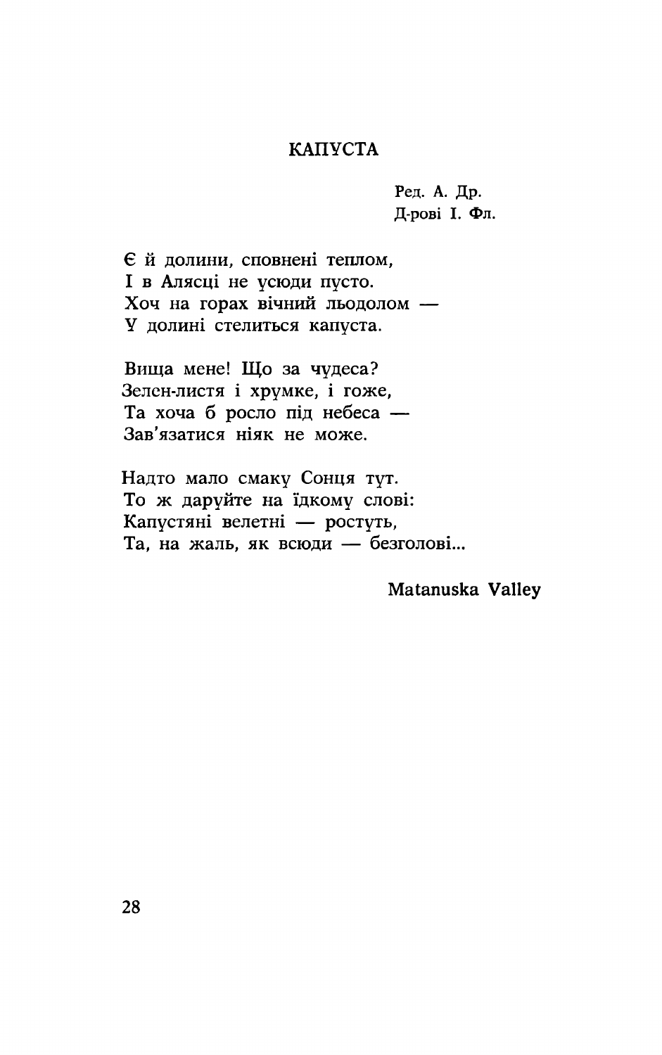# КАПУСТА

Ред. А. Др.
Д-рові І. Фл.

Є й долини, сповнені теплом,
І в Алясці не усюди пусто.
Хоч на горах вічний льодолом —
У долині стелиться капуста.

Вища мене! Що за чудеса?
Зелен-листя і хрумке, і гоже,
Та хоча б росло під небеса —
Зав'язатися ніяк не може.

Надто мало смаку Сонця тут.
То ж даруйте на їдкому слові:
Капустяні велетні — ростуть,
Та, на жаль, як всюди — безголові...

Matanuska Valley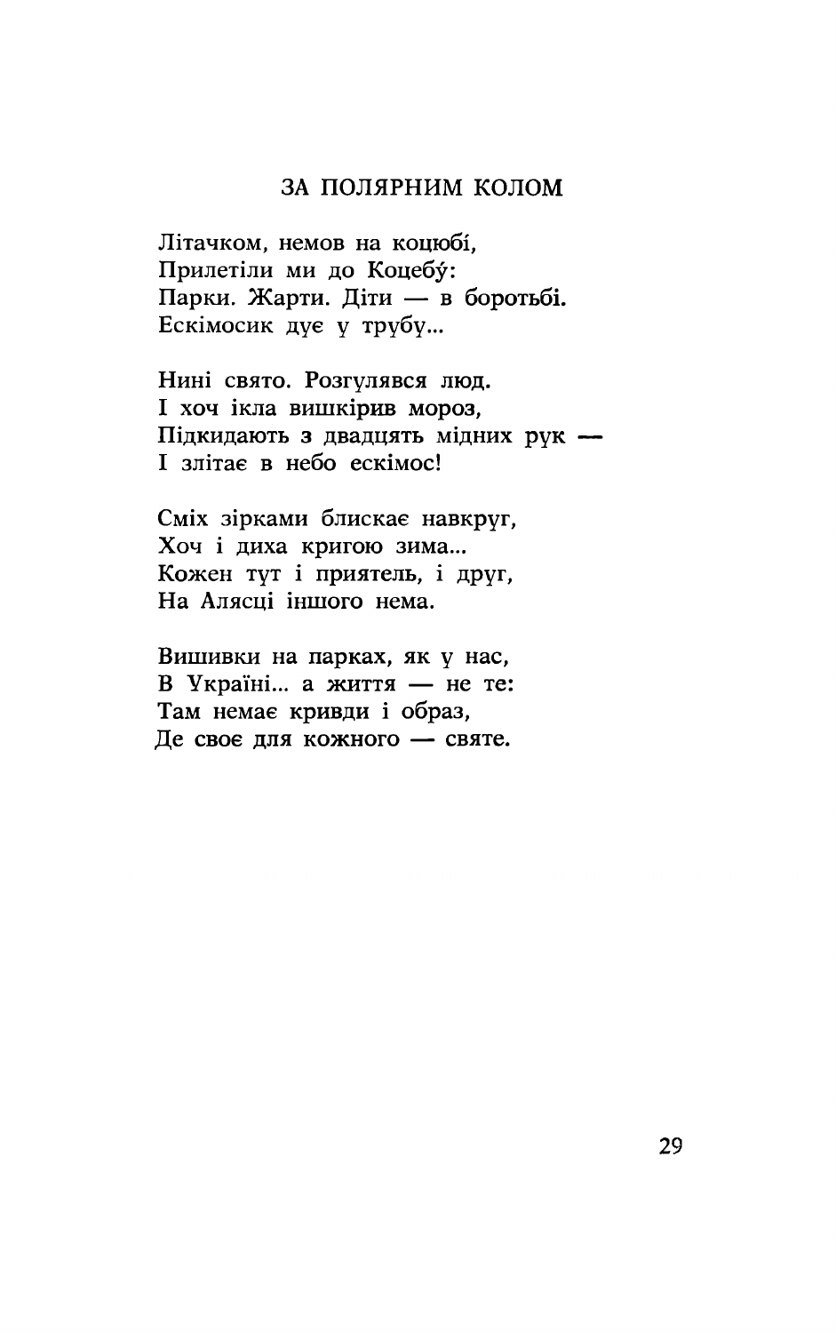## ЗА ПОЛЯРНИМ КОЛОМ

Літачком, немов на коцюбі,  
Прилетіли ми до Коцебý:  
Парки. Жарти. Діти — в боротьбі.  
Ескімосик дує у трубу...

Нині свято. Розгулявся люд.  
І хоч ікла вишкірив мороз,  
Підкидають з двадцять мідних рук —  
І злітає в небо ескімос!

Сміх зірками блискає навкруг,  
Хоч і диха кригою зима...  
Кожен тут і приятель, і друг,  
На Алясці іншого нема.

Вишивки на парках, як у нас,  
В Україні... а життя — не те:  
Там немає кривди і образ,  
Де своє для кожного — святе.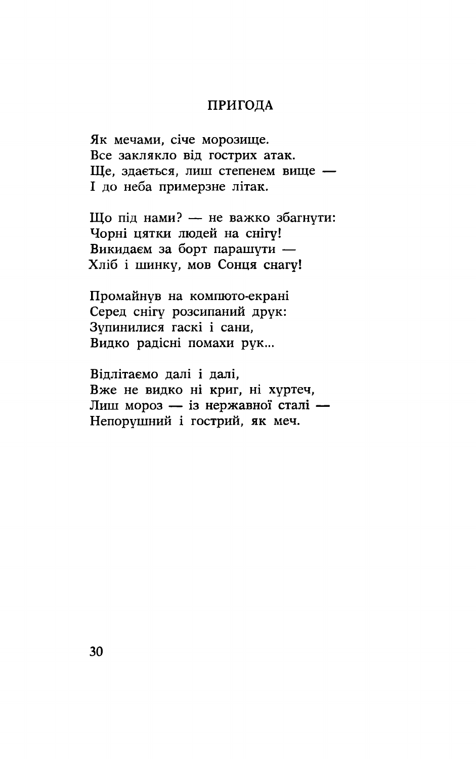## ПРИГОДА

Як мечами, січе морозище.  
Все заклякло від гострих атак.  
Ще, здається, лиш степенем вище —  
І до неба примерзне літак.

Що під нами? — не важко збагнути:  
Чорні цятки людей на снігу!  
Викидаєм за борт парашути —  
Хліб і шинку, мов Сонця снагу!

Промайнув на компюто-екрані  
Серед снігу розсипаний друк:  
Зупинилися гаскі і сани,  
Видко радісні помахи рук...

Відлітаємо далі і далі,  
Вже не видко ні криг, ні хуртеч,  
Лиш мороз — із нержавної сталі —  
Непорушний і гострий, як меч.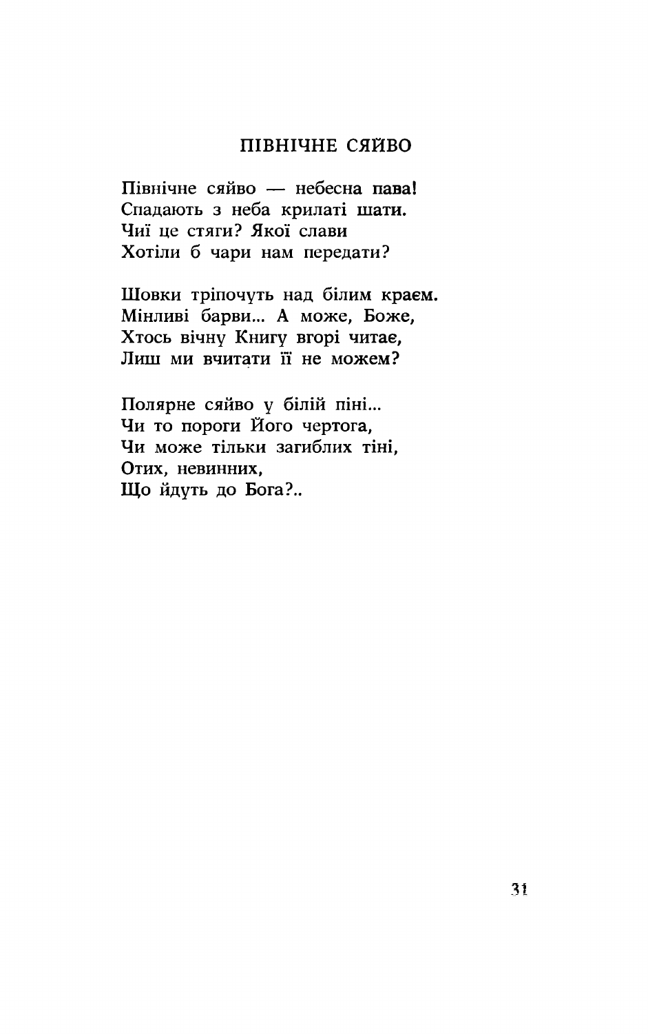## ПІВНІЧНЕ СЯЙВО

Північне сяйво — небесна пава!
Спадають з неба крилаті шати.
Чиї це стяги? Якої слави
Хотіли б чари нам передати?

Шовки тріпочуть над білим краєм.
Мінливі барви... А може, Боже,
Хтось вічну Книгу вгорі читає,
Лиш ми вчитати її не можем?

Полярне сяйво у білій піні...
Чи то пороги Його чертога,
Чи може тільки загиблих тіні,
Отих, невинних,
Що йдуть до Бога?..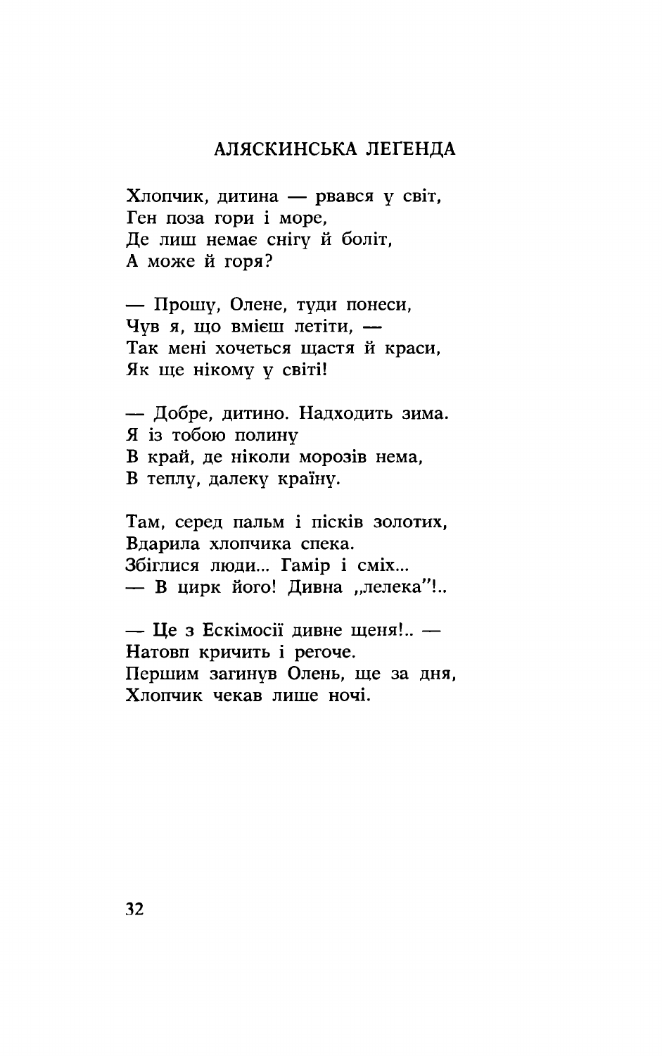## АЛЯСКИНСЬКА ЛЕҐЕНДА

Хлопчик, дитина — рвався у світ,
Ген поза гори і море,
Де лиш немає снігу й боліт,
А може й горя?

— Прошу, Олене, туди понеси,
Чув я, що вмієш летіти, —
Так мені хочеться щастя й краси,
Як ще нікому у світі!

— Добре, дитино. Надходить зима.
Я із тобою полину
В край, де ніколи морозів нема,
В теплу, далеку країну.

Там, серед пальм і пісків золотих,
Вдарила хлопчика спека.
Збіглися люди... Гамір і сміх...
— В цирк його! Дивна „лелека"!..

— Це з Ескімосії дивне щеня!.. —
Натовп кричить і регоче.
Першим загинув Олень, ще за дня,
Хлопчик чекав лише ночі.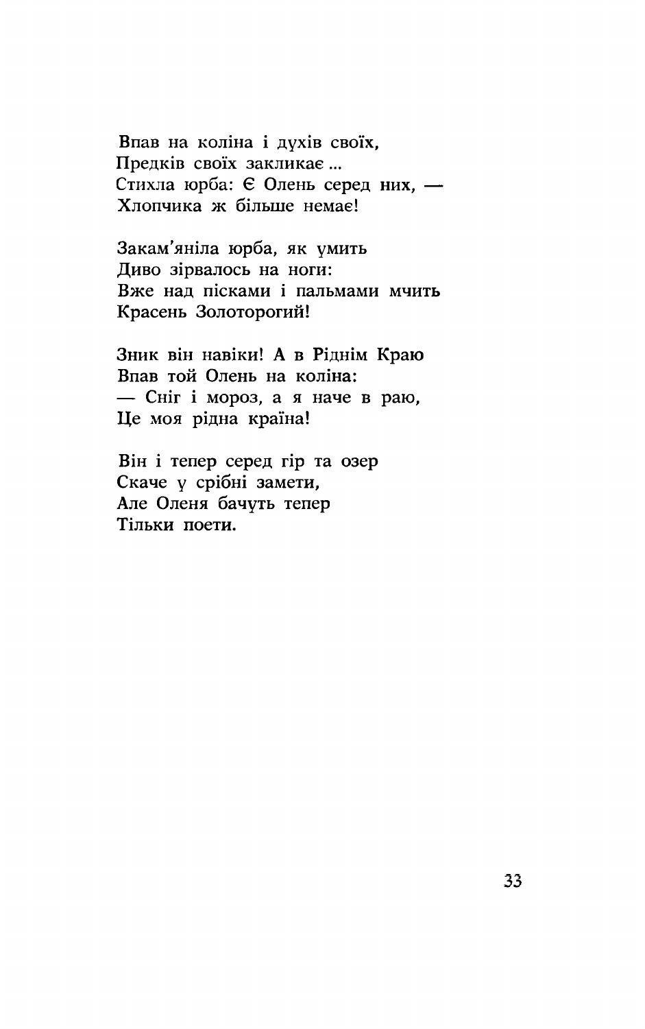Впав на коліна і духів своїх,
Предків своїх закликає ...
Стихла юрба: Є Олень серед них, —
Хлопчика ж більше немає!

Закам'яніла юрба, як умить
Диво зірвалось на ноги:
Вже над пісками і пальмами мчить
Красень Золоторогий!

Зник він навіки! А в Ріднім Краю
Впав той Олень на коліна:
— Сніг і мороз, а я наче в раю,
Це моя рідна країна!

Він і тепер серед гір та озер
Скаче у срібні замети,
Але Оленя бачуть тепер
Тільки поети.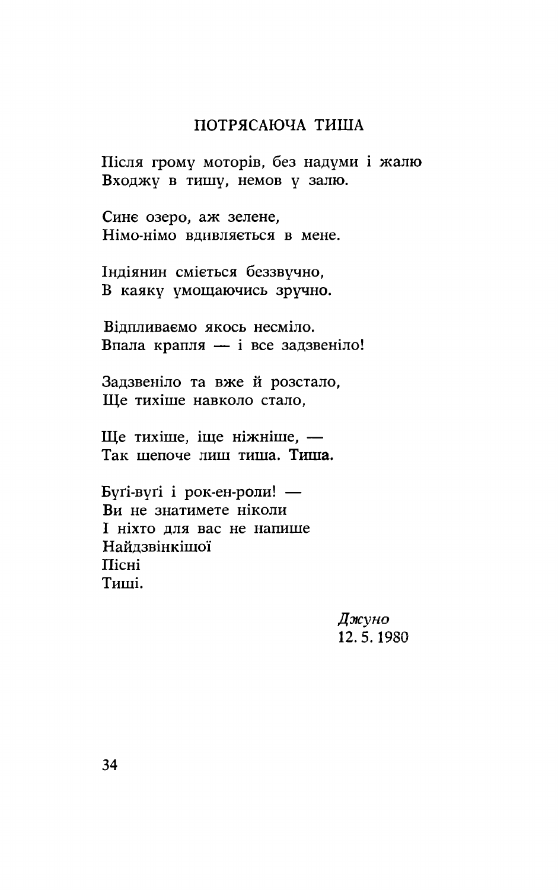## ПОТРЯСАЮЧА ТИША

Після грому моторів, без надуми і жалю  
Входжу в тишу, немов у залю.

Синє озеро, аж зелене,  
Німо-німо вдивляється в мене.

Індіянин сміється беззвучно,  
В каяку умощаючись зручно.

Відпливаємо якось несміло.  
Впала крапля — і все задзвеніло!

Задзвеніло та вже й розстало,  
Ще тихіше навколо стало,

Ще тихіше, іще ніжніше, —  
Так шепоче лиш тиша. **Тиша.**

Бугі-вугі і рок-ен-роли! —  
Ви не знатимете ніколи  
І ніхто для вас не напише  
Найдзвінкішої  
Пісні  
Тиші.

*Джуно*  
12. 5. 1980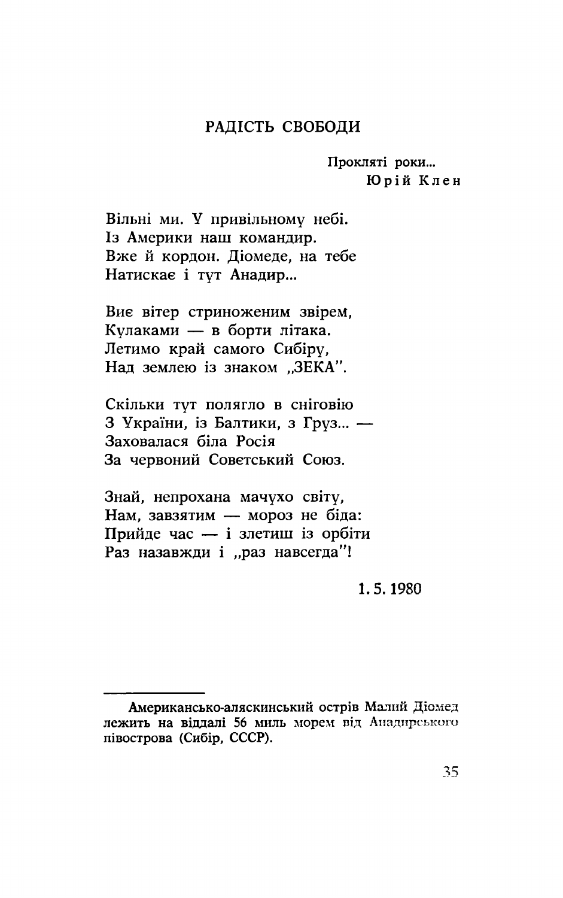## РАДІСТЬ СВОБОДИ

> Прокляті роки...
> **Юрій Клен**

Вільні ми. У привільному небі.
Із Америки наш командир.
Вже й кордон. Діомеде, на тебе
Натискає і тут Анадир...

Виє вітер стриноженим звірем,
Кулаками — в борти літака.
Летимо край самого Сибіру,
Над землею із знаком „ЗЕКА".

Скільки тут полягло в сніговію
З України, із Балтики, з Груз... —
Заховалася біла Росія
За червоний Совєтський Союз.

Знай, непрохана мачухо світу,
Нам, завзятим — мороз не біда:
Прийде час — і злетиш із орбіти
Раз назавжди і „раз навсегда"!

1. 5. 1980

---

Американсько-аляскинський острів Малий Діомед лежить на віддалі 56 миль морем від Анадирського півострова (Сибір, СССР).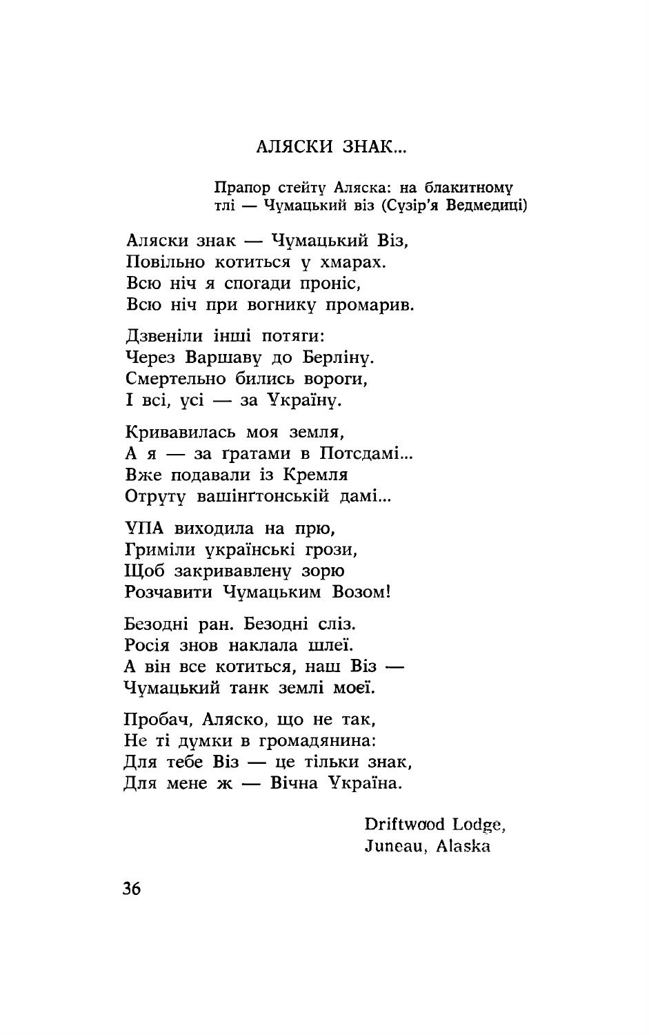## АЛЯСКИ ЗНАК...

Прапор стейту Аляска: на блакитному тлі — Чумацький віз (Сузір'я Ведмедиці)

Аляски знак — Чумацький Віз,
Повільно котиться у хмарах.
Всю ніч я спогади проніс,
Всю ніч при вогнику промарив.

Дзвеніли інші потяги:
Через Варшаву до Берліну.
Смертельно бились вороги,
І всі, усі — за Україну.

Кривавилась моя земля,
А я — за ґратами в Потсдамі...
Вже подавали із Кремля
Отруту вашінґтонській дамі...

УПА виходила на прю,
Гриміли українські грози,
Щоб закривавлену зорю
Розчавити Чумацьким Возом!

Безодні ран. Безодні сліз.
Росія знов наклала шлеї.
А він все котиться, наш Віз —
Чумацький танк землі моєї.

Пробач, Аляско, що не так,
Не ті думки в громадянина:
Для тебе Віз — це тільки знак,
Для мене ж — Вічна Україна.

Driftwood Lodge,
Juneau, Alaska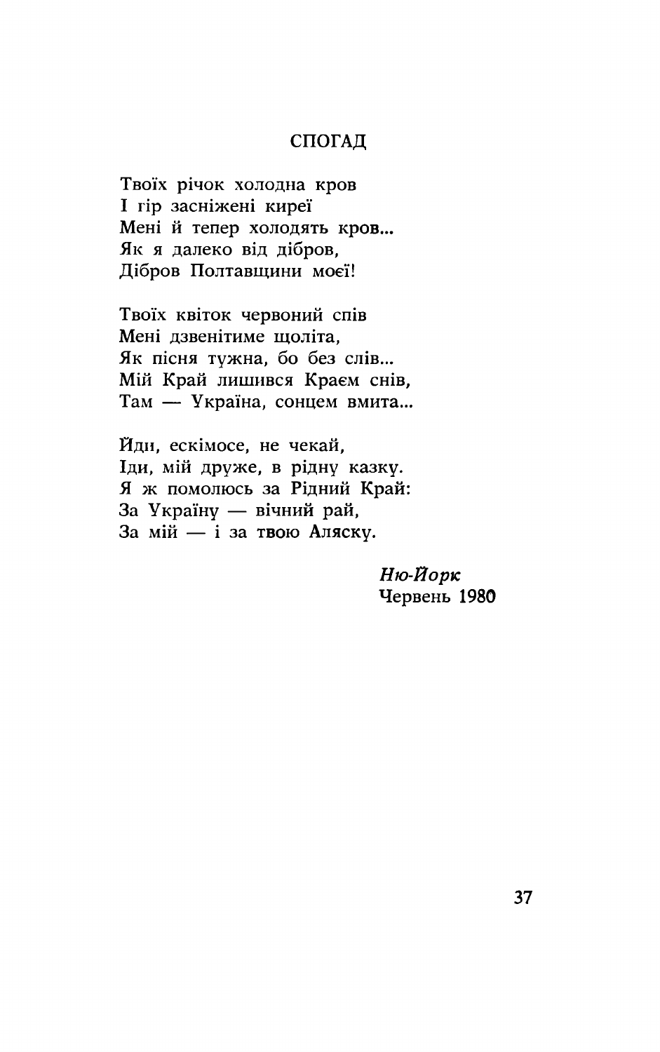## СПОГАД

Твоїх річок холодна кров
І гір засніжені киреї
Мені й тепер холодять кров...
Як я далеко від дібров,
Дібров Полтавщини моєї!

Твоїх квіток червоний спів
Мені дзвенітиме щоліта,
Як пісня тужна, бо без слів...
Мій Край лишився Краєм снів,
Там — Україна, сонцем вмита...

Йди, ескімосе, не чекай,
Іди, мій друже, в рідну казку.
Я ж помолюсь за Рідний Край:
За Україну — вічний рай,
За мій — і за твою Аляску.

*Ню-Йорк*
Червень 1980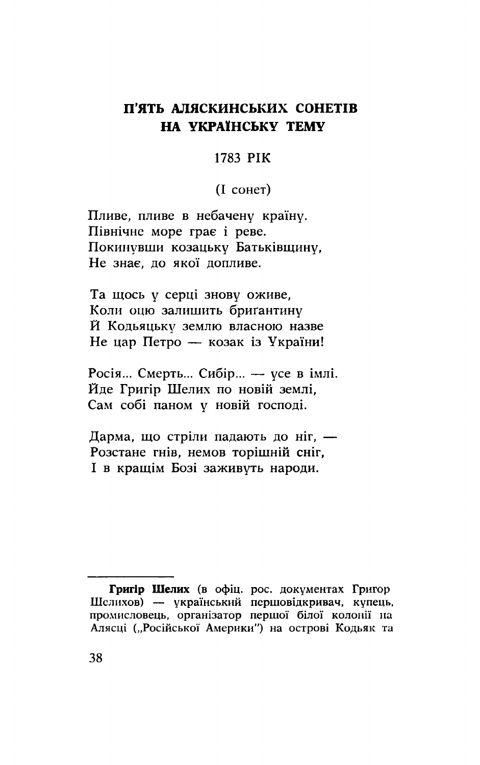## П'ЯТЬ АЛЯСКИНСЬКИХ СОНЕТІВ НА УКРАЇНСЬКУ ТЕМУ

### 1783 РІК

(I сонет)

Пливе, пливе в небачену країну.  
Північне море грає і реве.  
Покинувши козацьку Батьківщину,  
Не знає, до якої допливе.

Та щось у серці знову оживе,  
Коли оцю залишить бригантину  
Й Кодьяцьку землю власною назве  
Не цар Петро — козак із України!

Росія... Смерть... Сибір... — усе в імлі.  
Йде Григір Шелих по новій землі,  
Сам собі паном у новій господі.

Дарма, що стріли падають до ніг, —  
Розстане гнів, немов торішній сніг,  
І в кращім Бозі заживуть народи.

---

**Григір Шелих** (в офіц. рос. документах Григор Шелихов) — український першовідкривач, купець, промисловець, організатор першої білої колонії на Алясці („Російської Америки") на острові Кодьяк та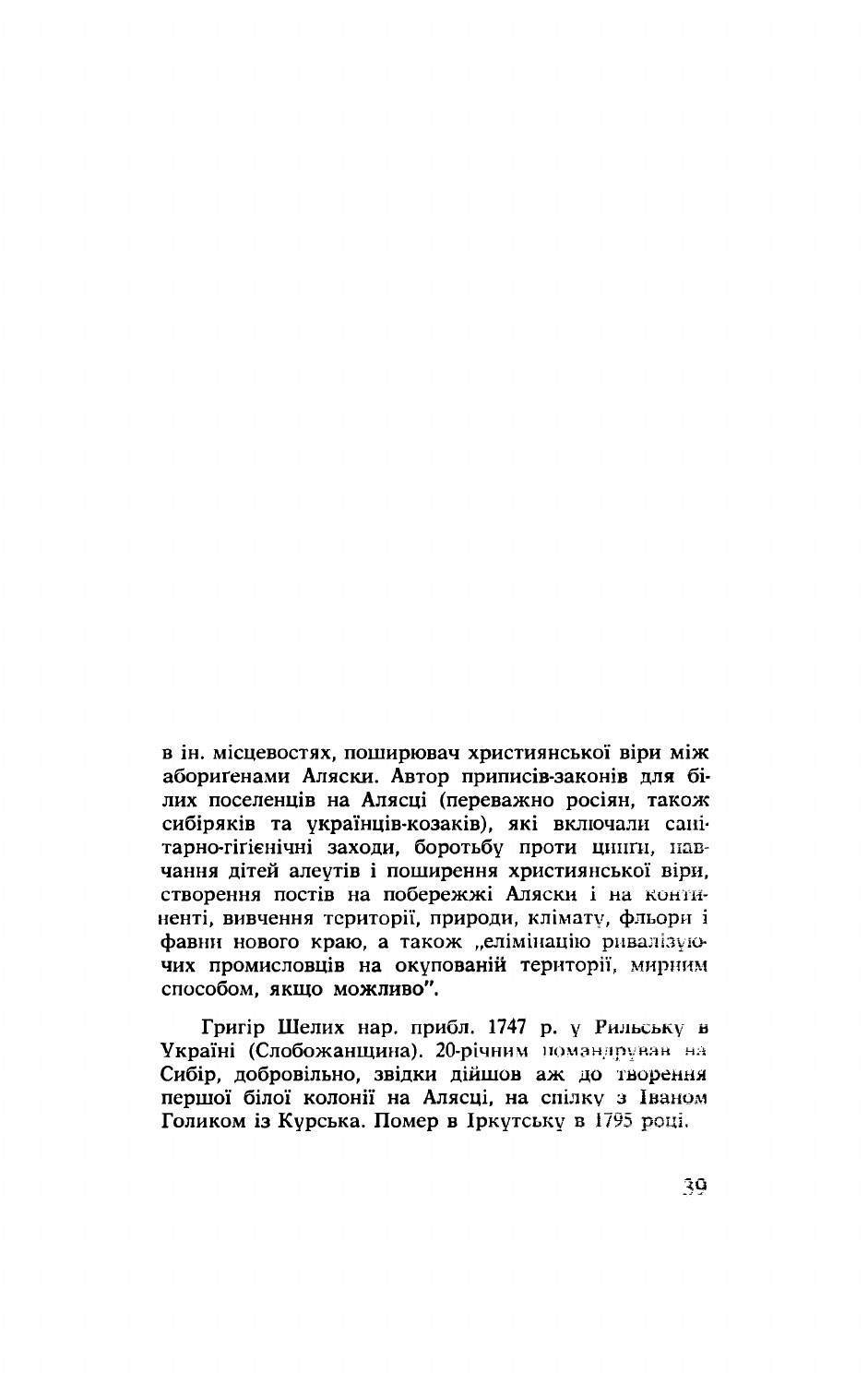в ін. місцевостях, поширювач християнської віри між абориґенами Аляски. Автор приписів-законів для білих поселенців на Алясці (переважно росіян, також сибіряків та українців-козаків), які включали санітарно-гігієнічні заходи, боротьбу проти цинги, навчання дітей алеутів і поширення християнської віри, створення постів на побережжі Аляски і на континенті, вивчення території, природи, клімату, фльори і фавни нового краю, а також „елімінацію ривалізуючих промисловців на окупованій території, мирним способом, якщо можливо".

Григір Шелих нар. прибл. 1747 р. у Рильську в Україні (Слобожанщина). 20-річним помандрував на Сибір, добровільно, звідки дійшов аж до творення першої білої колонії на Алясці, на спілку з Іваном Голиком із Курська. Помер в Іркутську в 1795 році.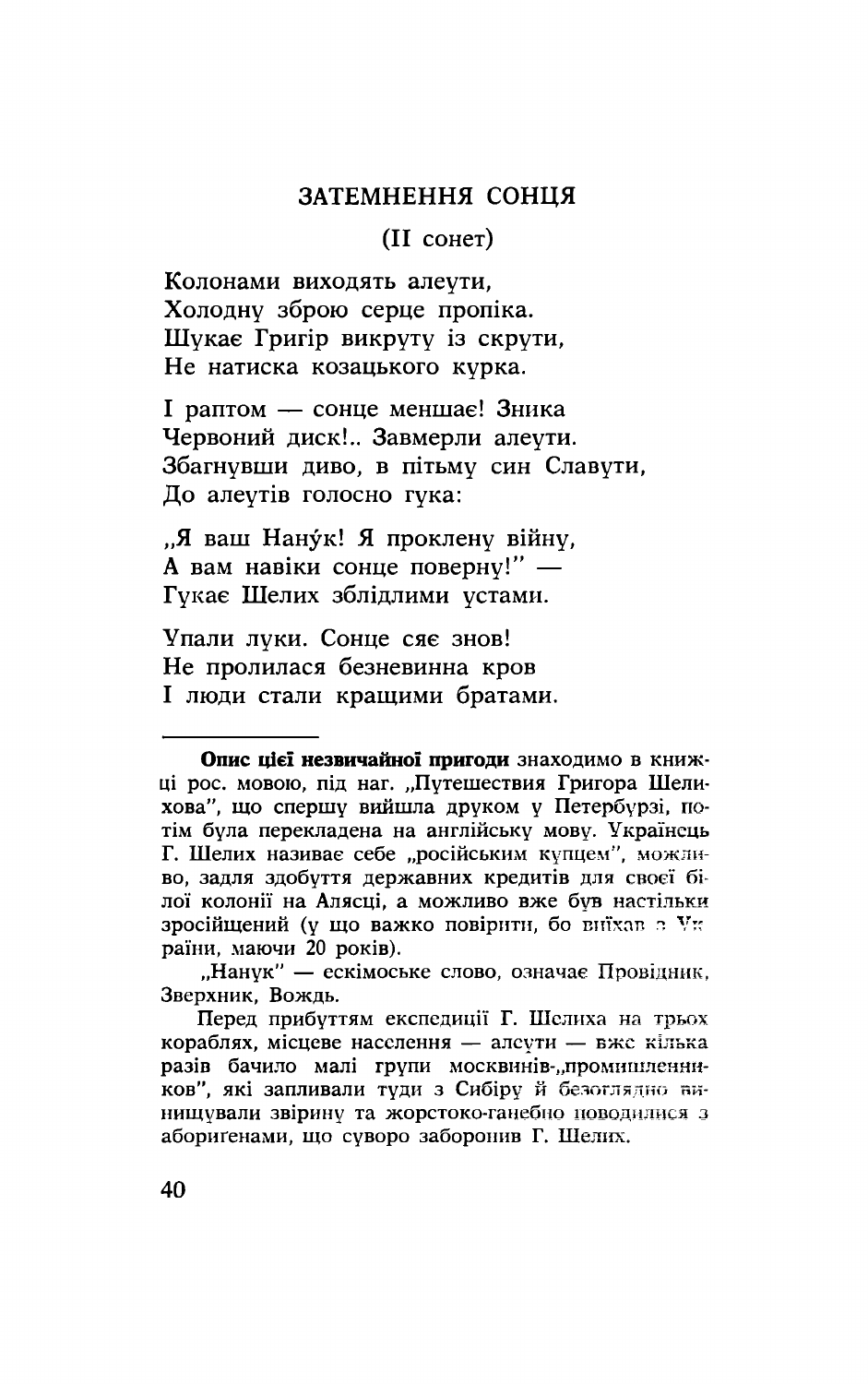## ЗАТЕМНЕННЯ СОНЦЯ

(II сонет)

Колонами виходять алеути,  
Холодну зброю серце пропіка.  
Шукає Григір викруту із скрути,  
Не натиска козацького курка.

І раптом — сонце меншає! Зника  
Червоний диск!.. Завмерли алеути.  
Збагнувши диво, в пітьму син Славути,  
До алеутів голосно гука:

„Я ваш Нанýк! Я проклену війну,  
А вам навіки сонце поверну!" —  
Гукає Шелих зблідлими устами.

Упали луки. Сонце сяє знов!  
Не пролилася безневинна кров  
І люди стали кращими братами.

---

**Опис цієї незвичайної пригоди** знаходимо в книжці рос. мовою, під наг. „Путешествия Григора Шелихова", що спершу вийшла друком у Петербурзі, потім була перекладена на англійську мову. Українець Г. Шелих називає себе „російським купцем", можливо, задля здобуття державних кредитів для своєї білої колонії на Алясці, а можливо вже був настільки зросійщений (у що важко повірити, бо виїхав з України, маючи 20 років).

„Нанук" — ескімоське слово, означає Провідник, Зверхник, Вождь.

Перед прибуттям експедиції Г. Шелиха на трьох кораблях, місцеве населення — алеути — вже кілька разів бачило малі групи москвинів-„промишленников", які запливали туди з Сибіру й безоглядно винищували звірину та жорстоко-ганебно поводилися з аборигенами, що суворо заборонив Г. Шелих.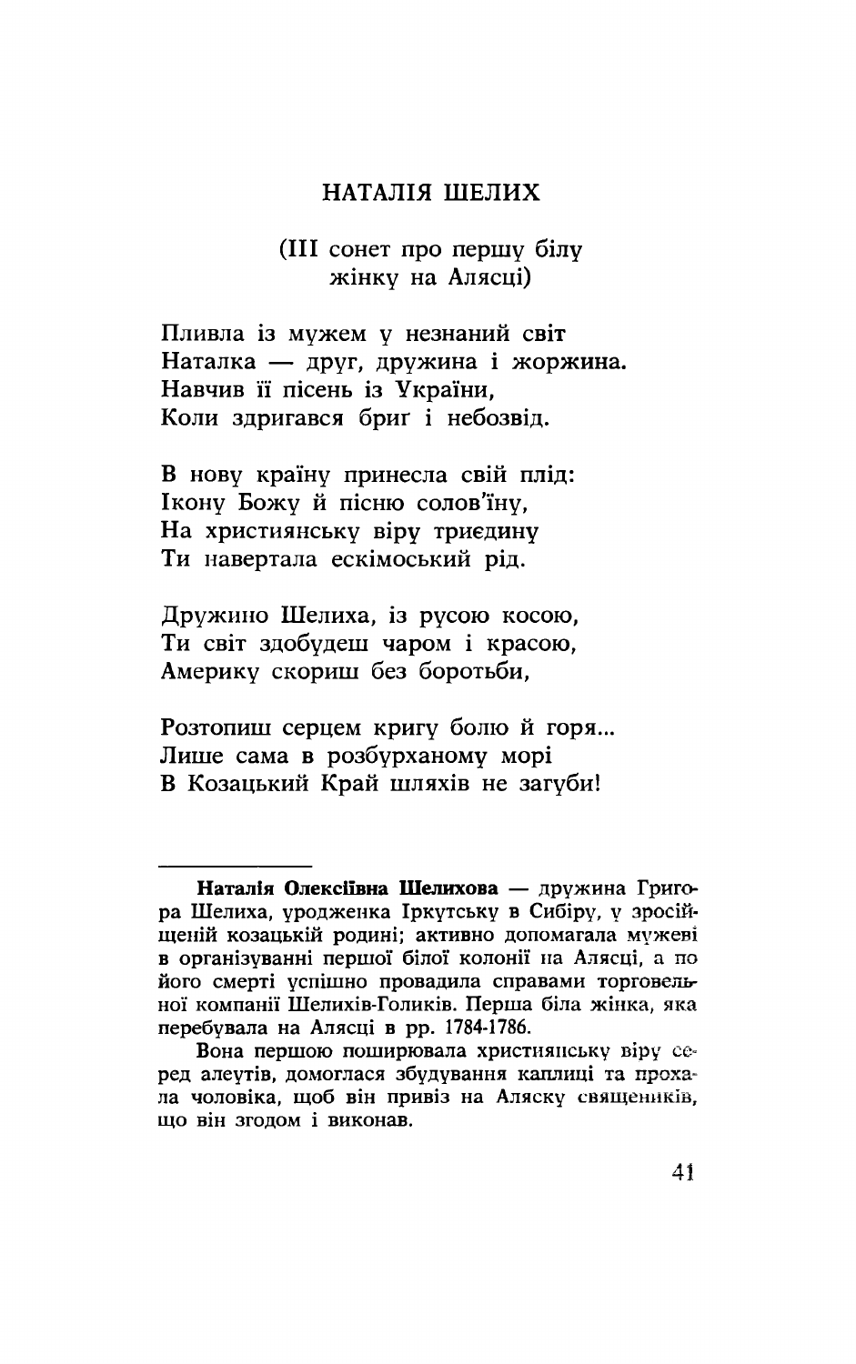## НАТАЛІЯ ШЕЛИХ

(III сонет про першу білу
жінку на Алясці)

Пливла із мужем у незнаний світ
Наталка — друг, дружина і жоржина.
Навчив її пісень із України,
Коли здригався бриґ і небозвід.

В нову країну принесла свій плід:
Ікону Божу й пісню солов'їну,
На християнську віру триєдину
Ти навертала ескімоський рід.

Дружино Шелиха, із русою косою,
Ти світ здобудеш чаром і красою,
Америку скориш без боротьби,

Розтопиш серцем кригу болю й горя...
Лише сама в розбурханому морі
В Козацький Край шляхів не загуби!

---

**Наталія Олексіївна Шелихова** — дружина Григора Шелиха, уродженка Іркутську в Сибіру, у зросійщеній козацькій родині; активно допомагала мужеві в організуванні першої білої колонії на Алясці, а по його смерті успішно провадила справами торговельної компанії Шелихів-Голиків. Перша біла жінка, яка перебувала на Алясці в рр. 1784-1786.

Вона першою поширювала християнську віру серед алеутів, домоглася збудування каплиці та прохала чоловіка, щоб він привіз на Аляску священиків, що він згодом і виконав.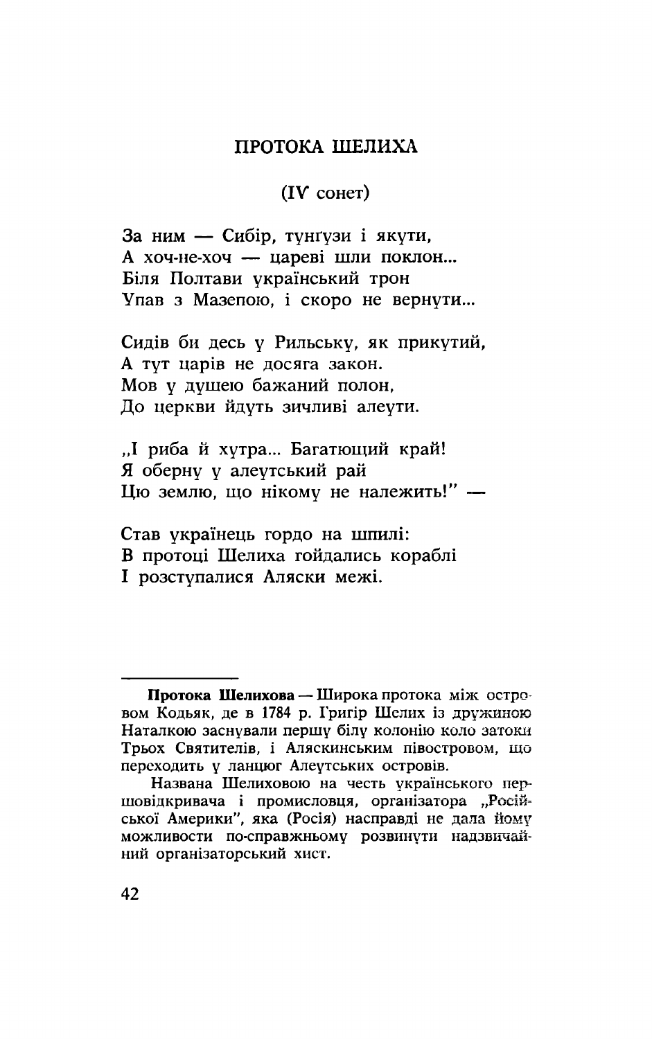## ПРОТОКА ШЕЛИХА

(IV сонет)

За ним — Сибір, тунґузи і якути,  
А хоч-не-хоч — цареві шли поклон...  
Біля Полтави український трон  
Упав з Мазепою, і скоро не вернути...

Сидів би десь у Рильську, як прикутий,  
А тут царів не досяга закон.  
Мов у душею бажаний полон,  
До церкви йдуть зичливі алеути.

„І риба й хутра... Багатющий край!  
Я оберну у алеутський рай  
Цю землю, що нікому не належить!" —

Став українець гордо на шпилі:  
В протоці Шелиха гойдались кораблі  
І розступалися Аляски межі.

---

**Протока Шелихова** — Широка протока між островом Кодьяк, де в 1784 р. Ґриґір Шелих із дружиною Наталкою заснували першу білу колонію коло затоки Трьох Святителів, і Аляскинським півостровом, що переходить у ланцюг Алеутських островів.

Названа Шелиховою на честь українського першовідкривача і промисловця, організатора „Російської Америки", яка (Росія) насправді не дала йому можливости по-справжньому розвинути надзвичайний організаторський хист.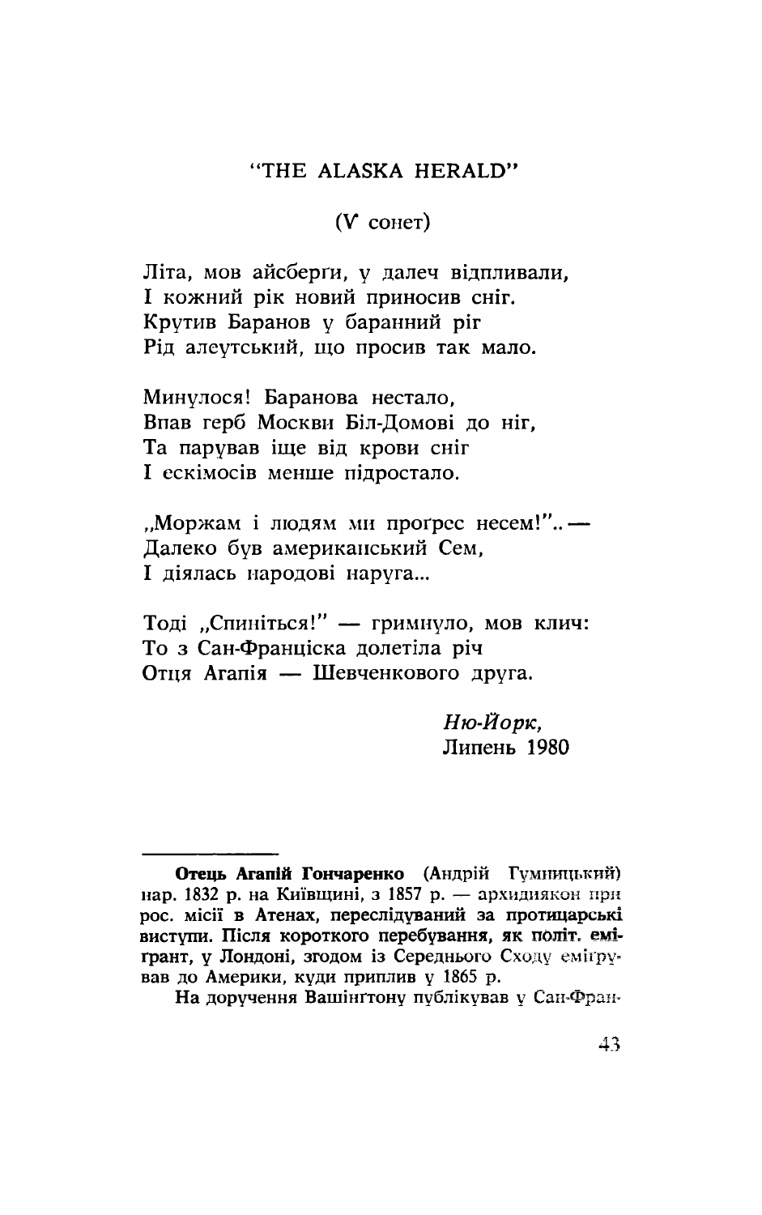## "THE ALASKA HERALD"

(V сонет)

Літа, мов айсберги, у далеч відпливали,
І кожний рік новий приносив сніг.
Крутив Баранов у баранний ріг
Рід алеутський, що просив так мало.

Минулося! Баранова нестало,
Впав герб Москви Біл-Домові до ніг,
Та парував іще від крови сніг
І ескімосів менше підростало.

„Моржам і людям ми проґрес несем!"..—
Далеко був американський Сем,
І діялась народові наруга...

Тоді „Спиніться!" — гримнуло, мов клич:
То з Сан-Франціска долетіла річ
Отця Агапія — Шевченкового друга.

*Ню-Йорк,*
Липень 1980

---

**Отець Агапій Гончаренко** (Андрій Гумницький) нар. 1832 р. на Київщині, з 1857 р. — архидиякон при рос. місії в Атенах, переслідуваний за протицарські виступи. Після короткого перебування, як політ. емігрант, у Лондоні, згодом із Середнього Сходу емігрував до Америки, куди приплив у 1865 р.

На доручення Вашінгтону публікував у Сан-Фран-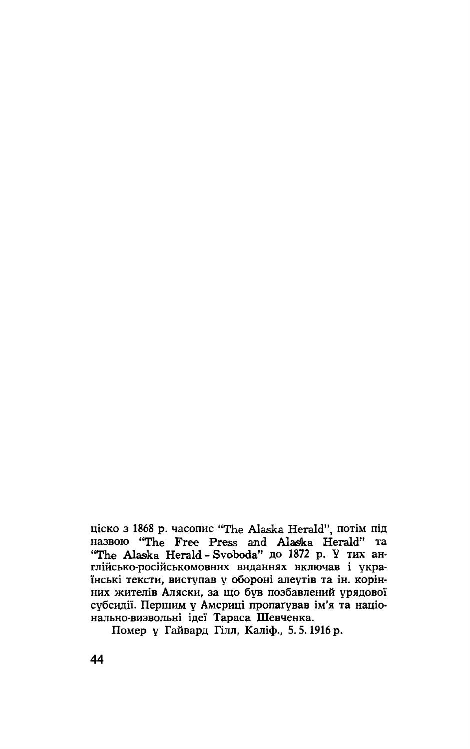ціско з 1868 р. часопис "The Alaska Herald", потім під назвою "The Free Press and Alaska Herald" та "The Alaska Herald - Svoboda" до 1872 р. У тих англійсько-російськомовних виданнях включав і українські тексти, виступав у обороні алеутів та ін. корінних жителів Аляски, за що був позбавлений урядової субсидії. Першим у Америці пропагував ім'я та національно-визвольні ідеї Тараса Шевченка.

Помер у Гайвард Гілл, Каліф., 5. 5. 1916 р.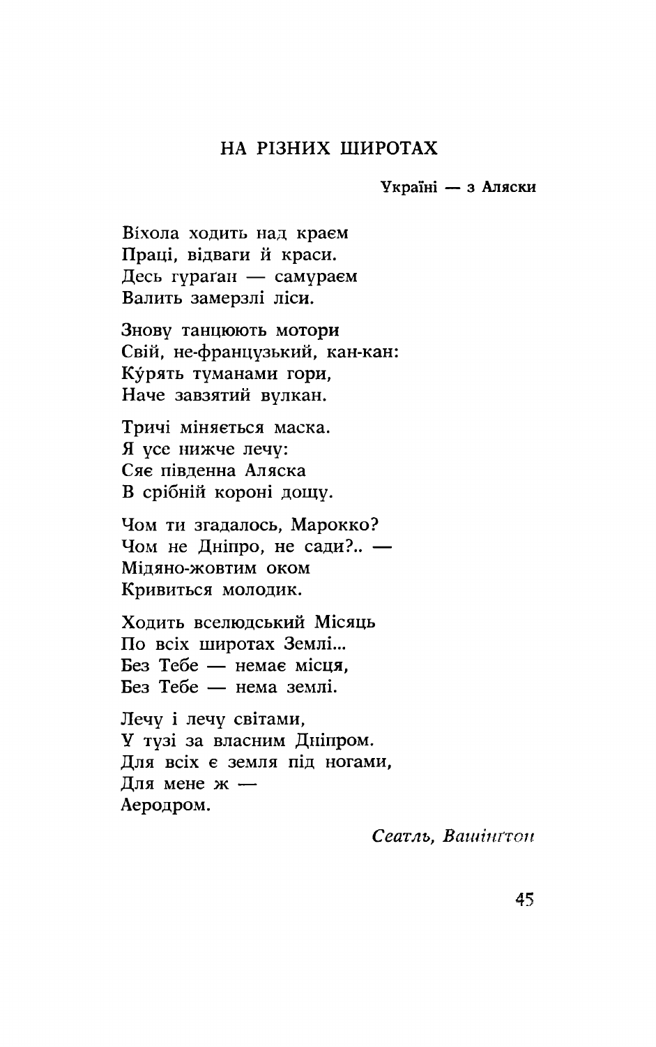## НА РІЗНИХ ШИРОТАХ

**Україні — з Аляски**

Віхола ходить над краєм
Праці, відваги й краси.
Десь гураґан — самураєм
Валить замерзлі ліси.

Знову танцюють мотори
Свій, не-французький, кан-кан:
Ку́рять туманами гори,
Наче завзятий вулкан.

Тричі міняється маска.
Я усе нижче лечу:
Сяє південна Аляска
В срібній короні дощу.

Чом ти згадалось, Марокко?
Чом не Дніпро, не сади?.. —
Мідяно-жовтим оком
Кривиться молодик.

Ходить вселюдський Місяць
По всіх широтах Землі...
Без Тебе — немає місця,
Без Тебе — нема землі.

Лечу і лечу світами,
У тузі за власним Дніпром.
Для всіх є земля під ногами,
Для мене ж —
Аеродром.

*Сеатль, Вашінґтон*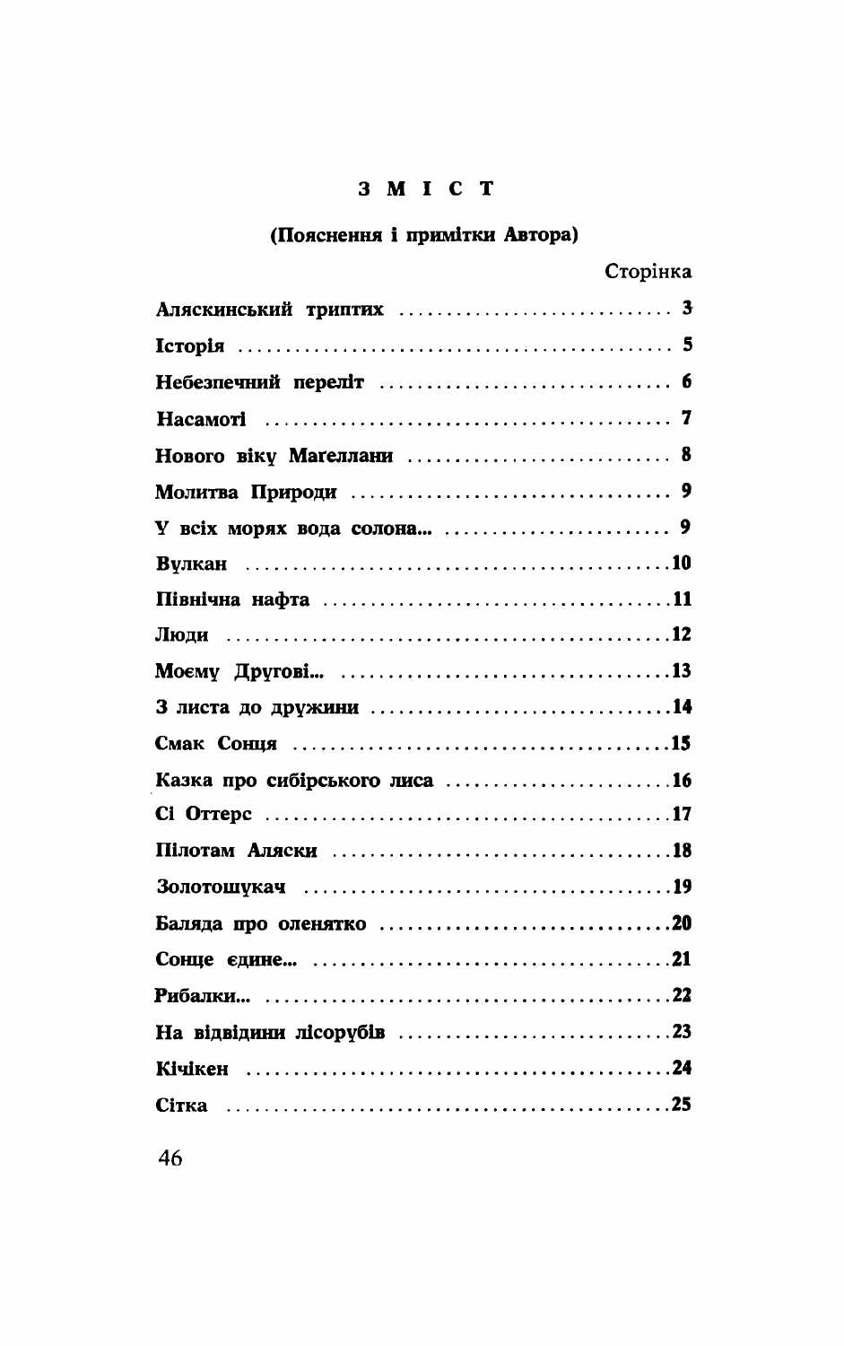# З М І С Т

## (Пояснення і примітки Автора)

Сторінка

| | |
|---|---|
| **Аляскинський триптих** | **3** |
| **Історія** | **5** |
| **Небезпечний переліт** | **6** |
| **Насамоті** | **7** |
| **Нового віку Магеллани** | **8** |
| **Молитва Природи** | **9** |
| **У всіх морях вода солона...** | **9** |
| **Вулкан** | **10** |
| **Північна нафта** | **11** |
| **Люди** | **12** |
| **Моєму Другові...** | **13** |
| **З листа до дружини** | **14** |
| **Смак Сонця** | **15** |
| **Казка про сибірського лиса** | **16** |
| **Сі Оттерс** | **17** |
| **Пілотам Аляски** | **18** |
| **Золотошукач** | **19** |
| **Баляда про оленятко** | **20** |
| **Сонце єдине...** | **21** |
| **Рибалки...** | **22** |
| **На відвідини лісорубів** | **23** |
| **Кічікен** | **24** |
| **Сітка** | **25** |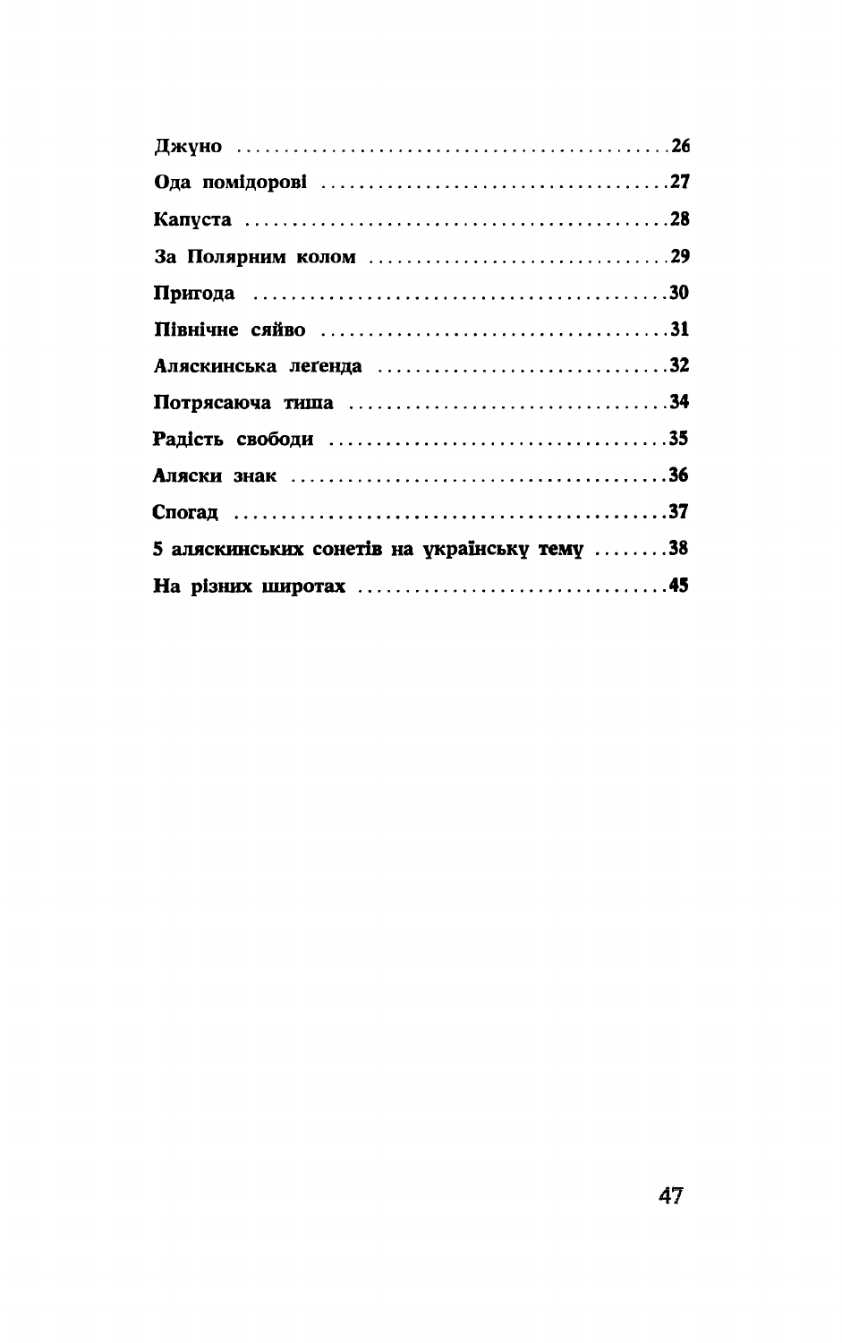**Джуно** .............................................. 26

**Ода помідорові** .................................. 27

**Капуста** ............................................. 28

**За Полярним колом** ............................ 29

**Пригода** ............................................. 30

**Північне сяйво** .................................... 31

**Аляскинська леґенда** .......................... 32

**Потрясаюча тиша** ................................ 34

**Радість свободи** ................................... 35

**Аляски знак** ........................................ 36

**Спогад** ............................................... 37

**5 аляскинських сонетів на українську тему** ........ 38

**На різних широтах** ............................... 45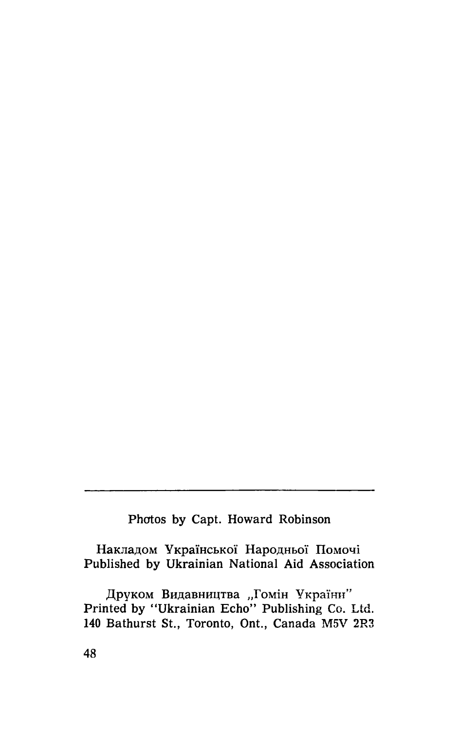---

Photos by Capt. Howard Robinson

Накладом Української Народньої Помочі
Published by Ukrainian National Aid Association

Друком Видавництва „Гомін України"
Printed by "Ukrainian Echo" Publishing Co. Ltd.
140 Bathurst St., Toronto, Ont., Canada M5V 2R3